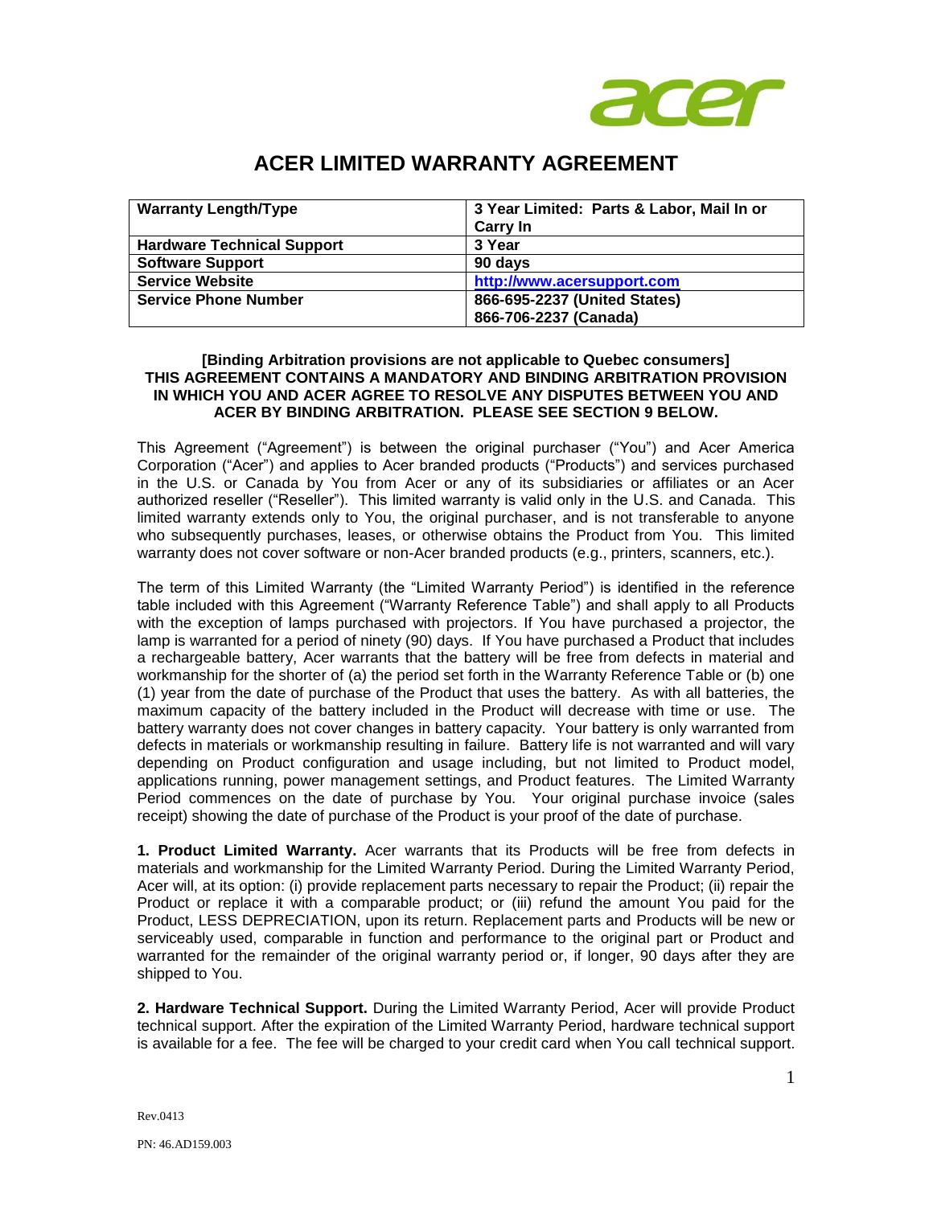# ACER LIMITED WARRANTY AGREEMENT

| Warranty Length/Type | 3 Year Limited: Parts & Labor, Mail In or Carry In |
|---|---|
| Hardware Technical Support | 3 Year |
| Software Support | 90 days |
| Service Website | http://www.acersupport.com |
| Service Phone Number | 866-695-2237 (United States)<br>866-706-2237 (Canada) |

**[Binding Arbitration provisions are not applicable to Quebec consumers]**
**THIS AGREEMENT CONTAINS A MANDATORY AND BINDING ARBITRATION PROVISION IN WHICH YOU AND ACER AGREE TO RESOLVE ANY DISPUTES BETWEEN YOU AND ACER BY BINDING ARBITRATION. PLEASE SEE SECTION 9 BELOW.**

This Agreement ("Agreement") is between the original purchaser ("You") and Acer America Corporation ("Acer") and applies to Acer branded products ("Products") and services purchased in the U.S. or Canada by You from Acer or any of its subsidiaries or affiliates or an Acer authorized reseller ("Reseller"). This limited warranty is valid only in the U.S. and Canada. This limited warranty extends only to You, the original purchaser, and is not transferable to anyone who subsequently purchases, leases, or otherwise obtains the Product from You. This limited warranty does not cover software or non-Acer branded products (e.g., printers, scanners, etc.).

The term of this Limited Warranty (the "Limited Warranty Period") is identified in the reference table included with this Agreement ("Warranty Reference Table") and shall apply to all Products with the exception of lamps purchased with projectors. If You have purchased a projector, the lamp is warranted for a period of ninety (90) days. If You have purchased a Product that includes a rechargeable battery, Acer warrants that the battery will be free from defects in material and workmanship for the shorter of (a) the period set forth in the Warranty Reference Table or (b) one (1) year from the date of purchase of the Product that uses the battery. As with all batteries, the maximum capacity of the battery included in the Product will decrease with time or use. The battery warranty does not cover changes in battery capacity. Your battery is only warranted from defects in materials or workmanship resulting in failure. Battery life is not warranted and will vary depending on Product configuration and usage including, but not limited to Product model, applications running, power management settings, and Product features. The Limited Warranty Period commences on the date of purchase by You. Your original purchase invoice (sales receipt) showing the date of purchase of the Product is your proof of the date of purchase.

**1. Product Limited Warranty.** Acer warrants that its Products will be free from defects in materials and workmanship for the Limited Warranty Period. During the Limited Warranty Period, Acer will, at its option: (i) provide replacement parts necessary to repair the Product; (ii) repair the Product or replace it with a comparable product; or (iii) refund the amount You paid for the Product, LESS DEPRECIATION, upon its return. Replacement parts and Products will be new or serviceably used, comparable in function and performance to the original part or Product and warranted for the remainder of the original warranty period or, if longer, 90 days after they are shipped to You.

**2. Hardware Technical Support.** During the Limited Warranty Period, Acer will provide Product technical support. After the expiration of the Limited Warranty Period, hardware technical support is available for a fee. The fee will be charged to your credit card when You call technical support.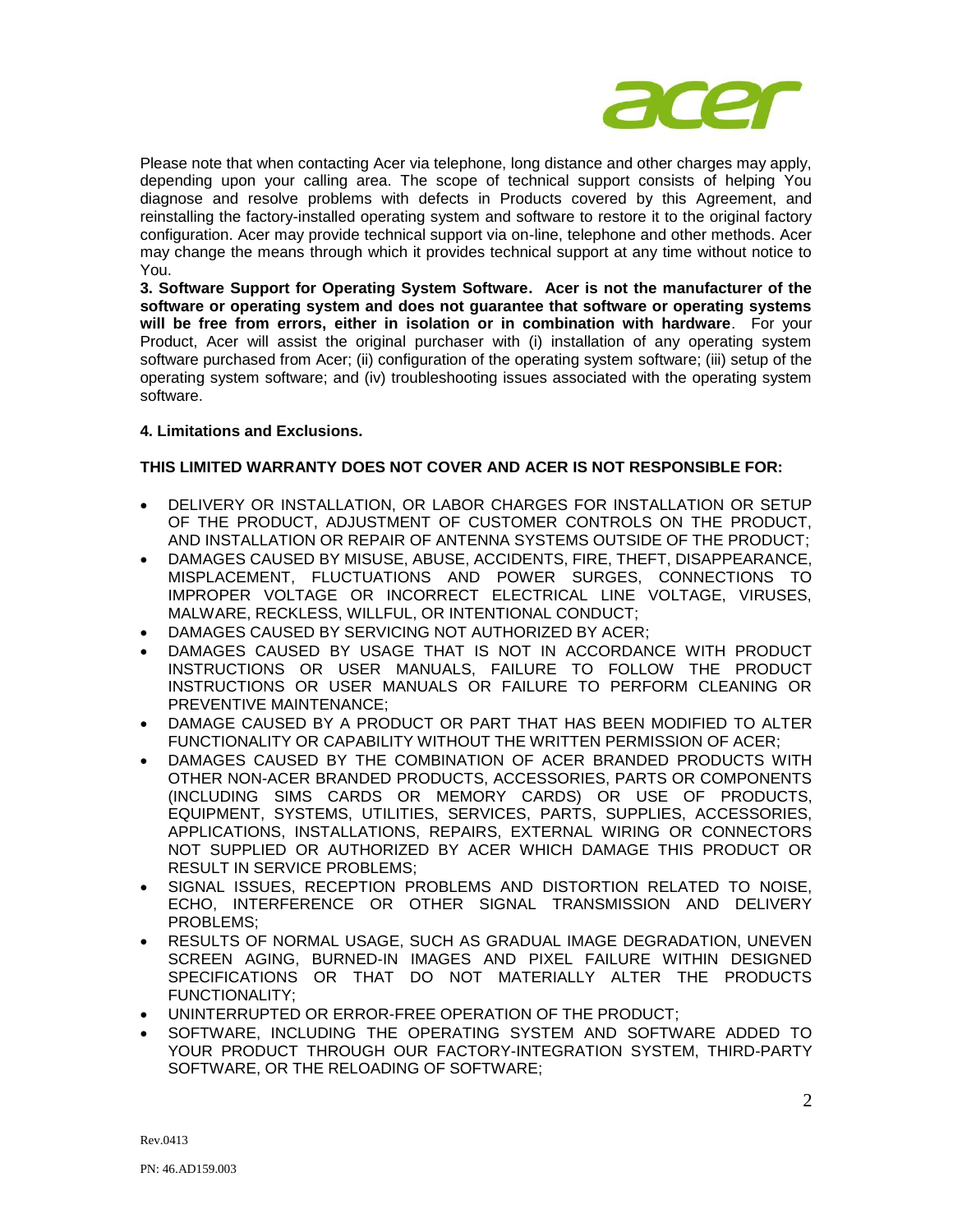Please note that when contacting Acer via telephone, long distance and other charges may apply, depending upon your calling area. The scope of technical support consists of helping You diagnose and resolve problems with defects in Products covered by this Agreement, and reinstalling the factory-installed operating system and software to restore it to the original factory configuration. Acer may provide technical support via on-line, telephone and other methods. Acer may change the means through which it provides technical support at any time without notice to You.

**3. Software Support for Operating System Software. Acer is not the manufacturer of the software or operating system and does not guarantee that software or operating systems will be free from errors, either in isolation or in combination with hardware**. For your Product, Acer will assist the original purchaser with (i) installation of any operating system software purchased from Acer; (ii) configuration of the operating system software; (iii) setup of the operating system software; and (iv) troubleshooting issues associated with the operating system software.

**4. Limitations and Exclusions.**

**THIS LIMITED WARRANTY DOES NOT COVER AND ACER IS NOT RESPONSIBLE FOR:**

- DELIVERY OR INSTALLATION, OR LABOR CHARGES FOR INSTALLATION OR SETUP OF THE PRODUCT, ADJUSTMENT OF CUSTOMER CONTROLS ON THE PRODUCT, AND INSTALLATION OR REPAIR OF ANTENNA SYSTEMS OUTSIDE OF THE PRODUCT;
- DAMAGES CAUSED BY MISUSE, ABUSE, ACCIDENTS, FIRE, THEFT, DISAPPEARANCE, MISPLACEMENT, FLUCTUATIONS AND POWER SURGES, CONNECTIONS TO IMPROPER VOLTAGE OR INCORRECT ELECTRICAL LINE VOLTAGE, VIRUSES, MALWARE, RECKLESS, WILLFUL, OR INTENTIONAL CONDUCT;
- DAMAGES CAUSED BY SERVICING NOT AUTHORIZED BY ACER;
- DAMAGES CAUSED BY USAGE THAT IS NOT IN ACCORDANCE WITH PRODUCT INSTRUCTIONS OR USER MANUALS, FAILURE TO FOLLOW THE PRODUCT INSTRUCTIONS OR USER MANUALS OR FAILURE TO PERFORM CLEANING OR PREVENTIVE MAINTENANCE;
- DAMAGE CAUSED BY A PRODUCT OR PART THAT HAS BEEN MODIFIED TO ALTER FUNCTIONALITY OR CAPABILITY WITHOUT THE WRITTEN PERMISSION OF ACER;
- DAMAGES CAUSED BY THE COMBINATION OF ACER BRANDED PRODUCTS WITH OTHER NON-ACER BRANDED PRODUCTS, ACCESSORIES, PARTS OR COMPONENTS (INCLUDING SIMS CARDS OR MEMORY CARDS) OR USE OF PRODUCTS, EQUIPMENT, SYSTEMS, UTILITIES, SERVICES, PARTS, SUPPLIES, ACCESSORIES, APPLICATIONS, INSTALLATIONS, REPAIRS, EXTERNAL WIRING OR CONNECTORS NOT SUPPLIED OR AUTHORIZED BY ACER WHICH DAMAGE THIS PRODUCT OR RESULT IN SERVICE PROBLEMS;
- SIGNAL ISSUES, RECEPTION PROBLEMS AND DISTORTION RELATED TO NOISE, ECHO, INTERFERENCE OR OTHER SIGNAL TRANSMISSION AND DELIVERY PROBLEMS;
- RESULTS OF NORMAL USAGE, SUCH AS GRADUAL IMAGE DEGRADATION, UNEVEN SCREEN AGING, BURNED-IN IMAGES AND PIXEL FAILURE WITHIN DESIGNED SPECIFICATIONS OR THAT DO NOT MATERIALLY ALTER THE PRODUCTS FUNCTIONALITY;
- UNINTERRUPTED OR ERROR-FREE OPERATION OF THE PRODUCT;
- SOFTWARE, INCLUDING THE OPERATING SYSTEM AND SOFTWARE ADDED TO YOUR PRODUCT THROUGH OUR FACTORY-INTEGRATION SYSTEM, THIRD-PARTY SOFTWARE, OR THE RELOADING OF SOFTWARE;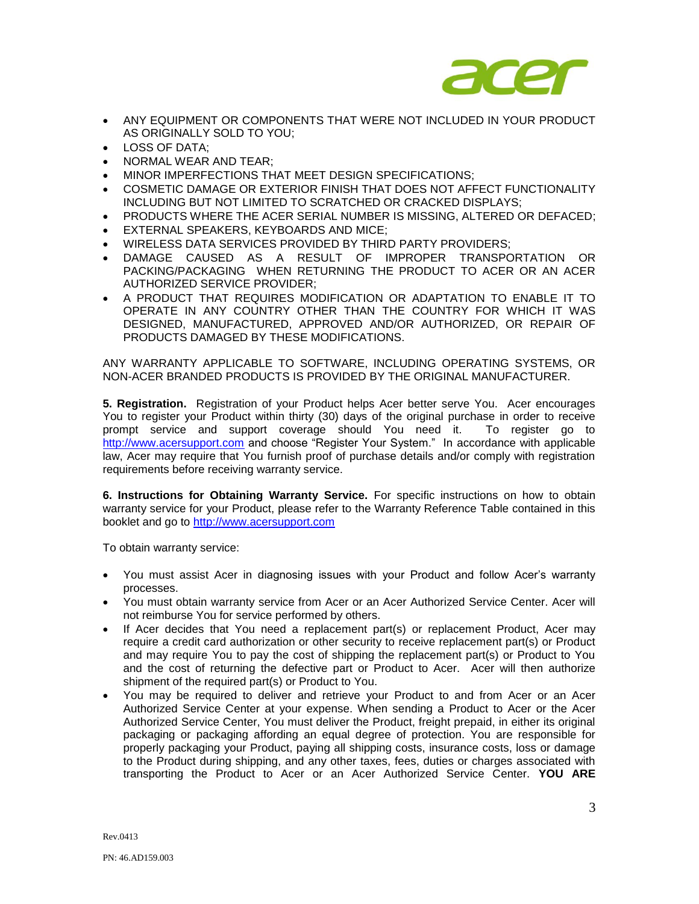- ANY EQUIPMENT OR COMPONENTS THAT WERE NOT INCLUDED IN YOUR PRODUCT AS ORIGINALLY SOLD TO YOU;
- LOSS OF DATA;
- NORMAL WEAR AND TEAR;
- MINOR IMPERFECTIONS THAT MEET DESIGN SPECIFICATIONS;
- COSMETIC DAMAGE OR EXTERIOR FINISH THAT DOES NOT AFFECT FUNCTIONALITY INCLUDING BUT NOT LIMITED TO SCRATCHED OR CRACKED DISPLAYS;
- PRODUCTS WHERE THE ACER SERIAL NUMBER IS MISSING, ALTERED OR DEFACED;
- EXTERNAL SPEAKERS, KEYBOARDS AND MICE;
- WIRELESS DATA SERVICES PROVIDED BY THIRD PARTY PROVIDERS;
- DAMAGE CAUSED AS A RESULT OF IMPROPER TRANSPORTATION OR PACKING/PACKAGING WHEN RETURNING THE PRODUCT TO ACER OR AN ACER AUTHORIZED SERVICE PROVIDER;
- A PRODUCT THAT REQUIRES MODIFICATION OR ADAPTATION TO ENABLE IT TO OPERATE IN ANY COUNTRY OTHER THAN THE COUNTRY FOR WHICH IT WAS DESIGNED, MANUFACTURED, APPROVED AND/OR AUTHORIZED, OR REPAIR OF PRODUCTS DAMAGED BY THESE MODIFICATIONS.

ANY WARRANTY APPLICABLE TO SOFTWARE, INCLUDING OPERATING SYSTEMS, OR NON-ACER BRANDED PRODUCTS IS PROVIDED BY THE ORIGINAL MANUFACTURER.

**5. Registration.** Registration of your Product helps Acer better serve You. Acer encourages You to register your Product within thirty (30) days of the original purchase in order to receive prompt service and support coverage should You need it. To register go to http://www.acersupport.com and choose "Register Your System." In accordance with applicable law, Acer may require that You furnish proof of purchase details and/or comply with registration requirements before receiving warranty service.

**6. Instructions for Obtaining Warranty Service.** For specific instructions on how to obtain warranty service for your Product, please refer to the Warranty Reference Table contained in this booklet and go to http://www.acersupport.com

To obtain warranty service:

- You must assist Acer in diagnosing issues with your Product and follow Acer's warranty processes.
- You must obtain warranty service from Acer or an Acer Authorized Service Center. Acer will not reimburse You for service performed by others.
- If Acer decides that You need a replacement part(s) or replacement Product, Acer may require a credit card authorization or other security to receive replacement part(s) or Product and may require You to pay the cost of shipping the replacement part(s) or Product to You and the cost of returning the defective part or Product to Acer. Acer will then authorize shipment of the required part(s) or Product to You.
- You may be required to deliver and retrieve your Product to and from Acer or an Acer Authorized Service Center at your expense. When sending a Product to Acer or the Acer Authorized Service Center, You must deliver the Product, freight prepaid, in either its original packaging or packaging affording an equal degree of protection. You are responsible for properly packaging your Product, paying all shipping costs, insurance costs, loss or damage to the Product during shipping, and any other taxes, fees, duties or charges associated with transporting the Product to Acer or an Acer Authorized Service Center. **YOU ARE**

Rev.0413

PN: 46.AD159.003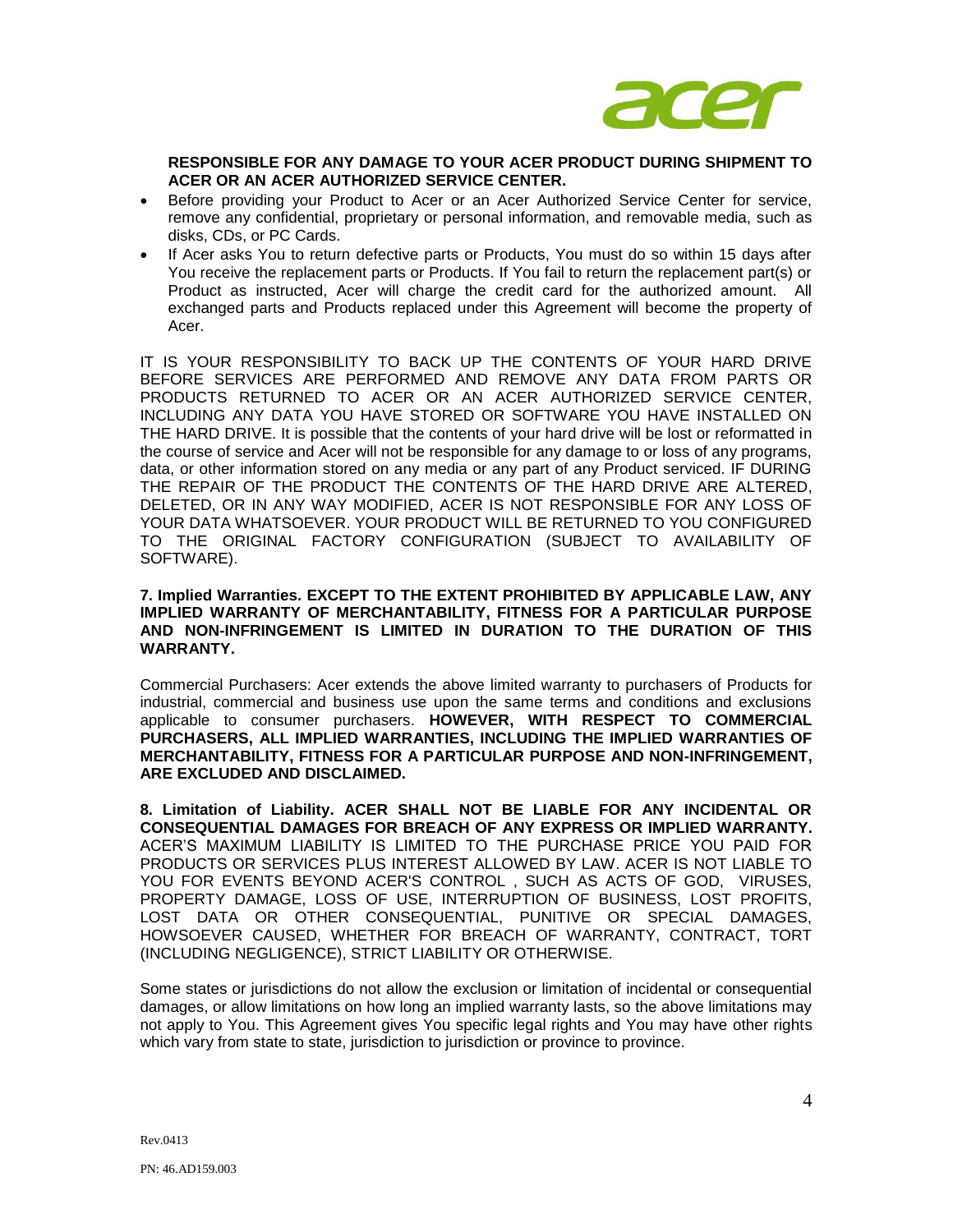**RESPONSIBLE FOR ANY DAMAGE TO YOUR ACER PRODUCT DURING SHIPMENT TO ACER OR AN ACER AUTHORIZED SERVICE CENTER.**

- Before providing your Product to Acer or an Acer Authorized Service Center for service, remove any confidential, proprietary or personal information, and removable media, such as disks, CDs, or PC Cards.
- If Acer asks You to return defective parts or Products, You must do so within 15 days after You receive the replacement parts or Products. If You fail to return the replacement part(s) or Product as instructed, Acer will charge the credit card for the authorized amount. All exchanged parts and Products replaced under this Agreement will become the property of Acer.

IT IS YOUR RESPONSIBILITY TO BACK UP THE CONTENTS OF YOUR HARD DRIVE BEFORE SERVICES ARE PERFORMED AND REMOVE ANY DATA FROM PARTS OR PRODUCTS RETURNED TO ACER OR AN ACER AUTHORIZED SERVICE CENTER, INCLUDING ANY DATA YOU HAVE STORED OR SOFTWARE YOU HAVE INSTALLED ON THE HARD DRIVE. It is possible that the contents of your hard drive will be lost or reformatted in the course of service and Acer will not be responsible for any damage to or loss of any programs, data, or other information stored on any media or any part of any Product serviced. IF DURING THE REPAIR OF THE PRODUCT THE CONTENTS OF THE HARD DRIVE ARE ALTERED, DELETED, OR IN ANY WAY MODIFIED, ACER IS NOT RESPONSIBLE FOR ANY LOSS OF YOUR DATA WHATSOEVER. YOUR PRODUCT WILL BE RETURNED TO YOU CONFIGURED TO THE ORIGINAL FACTORY CONFIGURATION (SUBJECT TO AVAILABILITY OF SOFTWARE).

**7. Implied Warranties. EXCEPT TO THE EXTENT PROHIBITED BY APPLICABLE LAW, ANY IMPLIED WARRANTY OF MERCHANTABILITY, FITNESS FOR A PARTICULAR PURPOSE AND NON-INFRINGEMENT IS LIMITED IN DURATION TO THE DURATION OF THIS WARRANTY.**

Commercial Purchasers: Acer extends the above limited warranty to purchasers of Products for industrial, commercial and business use upon the same terms and conditions and exclusions applicable to consumer purchasers. **HOWEVER, WITH RESPECT TO COMMERCIAL PURCHASERS, ALL IMPLIED WARRANTIES, INCLUDING THE IMPLIED WARRANTIES OF MERCHANTABILITY, FITNESS FOR A PARTICULAR PURPOSE AND NON-INFRINGEMENT, ARE EXCLUDED AND DISCLAIMED.**

**8. Limitation of Liability. ACER SHALL NOT BE LIABLE FOR ANY INCIDENTAL OR CONSEQUENTIAL DAMAGES FOR BREACH OF ANY EXPRESS OR IMPLIED WARRANTY.** ACER'S MAXIMUM LIABILITY IS LIMITED TO THE PURCHASE PRICE YOU PAID FOR PRODUCTS OR SERVICES PLUS INTEREST ALLOWED BY LAW. ACER IS NOT LIABLE TO YOU FOR EVENTS BEYOND ACER'S CONTROL , SUCH AS ACTS OF GOD, VIRUSES, PROPERTY DAMAGE, LOSS OF USE, INTERRUPTION OF BUSINESS, LOST PROFITS, LOST DATA OR OTHER CONSEQUENTIAL, PUNITIVE OR SPECIAL DAMAGES, HOWSOEVER CAUSED, WHETHER FOR BREACH OF WARRANTY, CONTRACT, TORT (INCLUDING NEGLIGENCE), STRICT LIABILITY OR OTHERWISE.

Some states or jurisdictions do not allow the exclusion or limitation of incidental or consequential damages, or allow limitations on how long an implied warranty lasts, so the above limitations may not apply to You. This Agreement gives You specific legal rights and You may have other rights which vary from state to state, jurisdiction to jurisdiction or province to province.

Rev.0413

PN: 46.AD159.003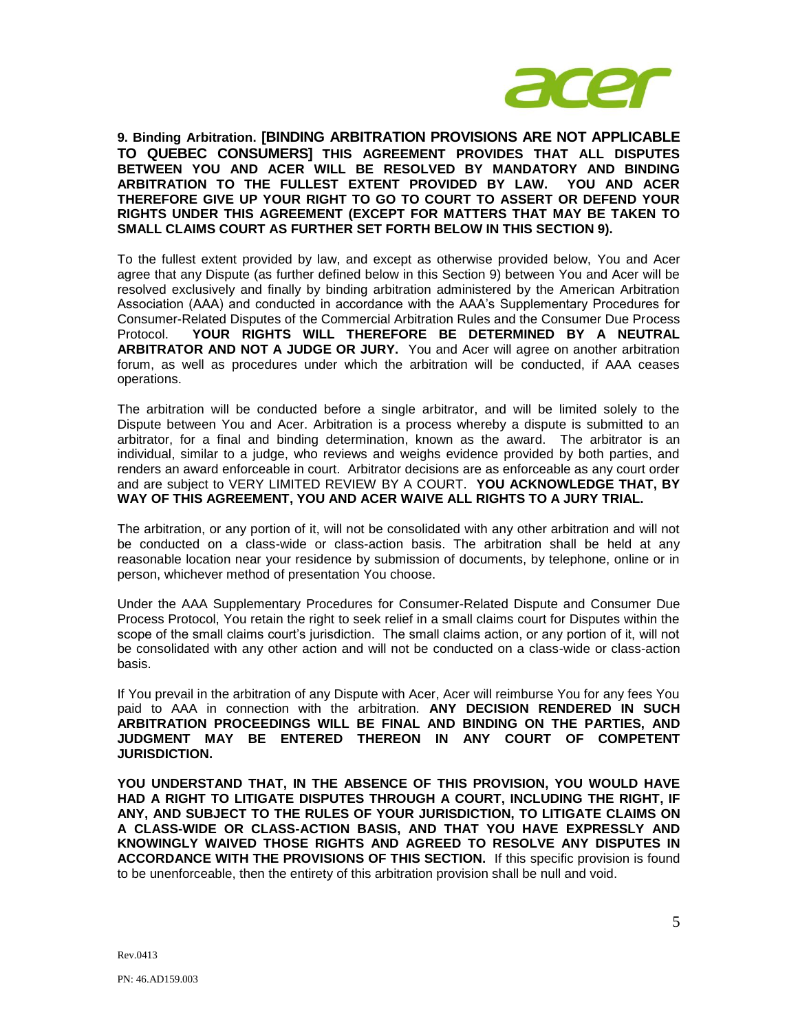**9. Binding Arbitration. [BINDING ARBITRATION PROVISIONS ARE NOT APPLICABLE TO QUEBEC CONSUMERS] THIS AGREEMENT PROVIDES THAT ALL DISPUTES BETWEEN YOU AND ACER WILL BE RESOLVED BY MANDATORY AND BINDING ARBITRATION TO THE FULLEST EXTENT PROVIDED BY LAW. YOU AND ACER THEREFORE GIVE UP YOUR RIGHT TO GO TO COURT TO ASSERT OR DEFEND YOUR RIGHTS UNDER THIS AGREEMENT (EXCEPT FOR MATTERS THAT MAY BE TAKEN TO SMALL CLAIMS COURT AS FURTHER SET FORTH BELOW IN THIS SECTION 9).**

To the fullest extent provided by law, and except as otherwise provided below, You and Acer agree that any Dispute (as further defined below in this Section 9) between You and Acer will be resolved exclusively and finally by binding arbitration administered by the American Arbitration Association (AAA) and conducted in accordance with the AAA's Supplementary Procedures for Consumer-Related Disputes of the Commercial Arbitration Rules and the Consumer Due Process Protocol. **YOUR RIGHTS WILL THEREFORE BE DETERMINED BY A NEUTRAL ARBITRATOR AND NOT A JUDGE OR JURY.** You and Acer will agree on another arbitration forum, as well as procedures under which the arbitration will be conducted, if AAA ceases operations.

The arbitration will be conducted before a single arbitrator, and will be limited solely to the Dispute between You and Acer. Arbitration is a process whereby a dispute is submitted to an arbitrator, for a final and binding determination, known as the award. The arbitrator is an individual, similar to a judge, who reviews and weighs evidence provided by both parties, and renders an award enforceable in court. Arbitrator decisions are as enforceable as any court order and are subject to VERY LIMITED REVIEW BY A COURT. **YOU ACKNOWLEDGE THAT, BY WAY OF THIS AGREEMENT, YOU AND ACER WAIVE ALL RIGHTS TO A JURY TRIAL.**

The arbitration, or any portion of it, will not be consolidated with any other arbitration and will not be conducted on a class-wide or class-action basis. The arbitration shall be held at any reasonable location near your residence by submission of documents, by telephone, online or in person, whichever method of presentation You choose.

Under the AAA Supplementary Procedures for Consumer-Related Dispute and Consumer Due Process Protocol, You retain the right to seek relief in a small claims court for Disputes within the scope of the small claims court's jurisdiction. The small claims action, or any portion of it, will not be consolidated with any other action and will not be conducted on a class-wide or class-action basis.

If You prevail in the arbitration of any Dispute with Acer, Acer will reimburse You for any fees You paid to AAA in connection with the arbitration. **ANY DECISION RENDERED IN SUCH ARBITRATION PROCEEDINGS WILL BE FINAL AND BINDING ON THE PARTIES, AND JUDGMENT MAY BE ENTERED THEREON IN ANY COURT OF COMPETENT JURISDICTION.**

**YOU UNDERSTAND THAT, IN THE ABSENCE OF THIS PROVISION, YOU WOULD HAVE HAD A RIGHT TO LITIGATE DISPUTES THROUGH A COURT, INCLUDING THE RIGHT, IF ANY, AND SUBJECT TO THE RULES OF YOUR JURISDICTION, TO LITIGATE CLAIMS ON A CLASS-WIDE OR CLASS-ACTION BASIS, AND THAT YOU HAVE EXPRESSLY AND KNOWINGLY WAIVED THOSE RIGHTS AND AGREED TO RESOLVE ANY DISPUTES IN ACCORDANCE WITH THE PROVISIONS OF THIS SECTION.** If this specific provision is found to be unenforceable, then the entirety of this arbitration provision shall be null and void.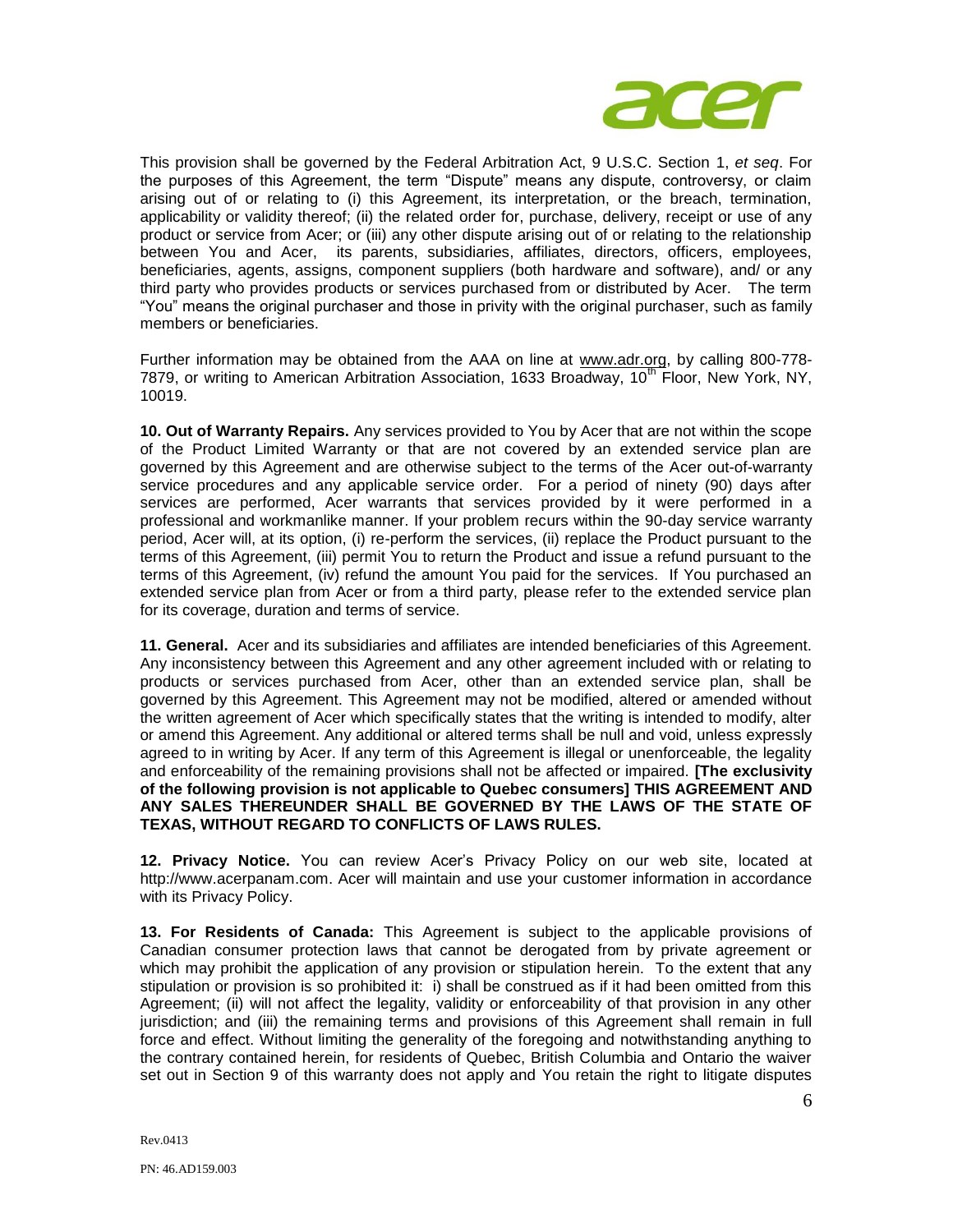This provision shall be governed by the Federal Arbitration Act, 9 U.S.C. Section 1, *et seq*. For the purposes of this Agreement, the term "Dispute" means any dispute, controversy, or claim arising out of or relating to (i) this Agreement, its interpretation, or the breach, termination, applicability or validity thereof; (ii) the related order for, purchase, delivery, receipt or use of any product or service from Acer; or (iii) any other dispute arising out of or relating to the relationship between You and Acer, its parents, subsidiaries, affiliates, directors, officers, employees, beneficiaries, agents, assigns, component suppliers (both hardware and software), and/ or any third party who provides products or services purchased from or distributed by Acer. The term "You" means the original purchaser and those in privity with the original purchaser, such as family members or beneficiaries.

Further information may be obtained from the AAA on line at www.adr.org, by calling 800-778-7879, or writing to American Arbitration Association, 1633 Broadway, 10th Floor, New York, NY, 10019.

**10. Out of Warranty Repairs.** Any services provided to You by Acer that are not within the scope of the Product Limited Warranty or that are not covered by an extended service plan are governed by this Agreement and are otherwise subject to the terms of the Acer out-of-warranty service procedures and any applicable service order. For a period of ninety (90) days after services are performed, Acer warrants that services provided by it were performed in a professional and workmanlike manner. If your problem recurs within the 90-day service warranty period, Acer will, at its option, (i) re-perform the services, (ii) replace the Product pursuant to the terms of this Agreement, (iii) permit You to return the Product and issue a refund pursuant to the terms of this Agreement, (iv) refund the amount You paid for the services. If You purchased an extended service plan from Acer or from a third party, please refer to the extended service plan for its coverage, duration and terms of service.

**11. General.** Acer and its subsidiaries and affiliates are intended beneficiaries of this Agreement. Any inconsistency between this Agreement and any other agreement included with or relating to products or services purchased from Acer, other than an extended service plan, shall be governed by this Agreement. This Agreement may not be modified, altered or amended without the written agreement of Acer which specifically states that the writing is intended to modify, alter or amend this Agreement. Any additional or altered terms shall be null and void, unless expressly agreed to in writing by Acer. If any term of this Agreement is illegal or unenforceable, the legality and enforceability of the remaining provisions shall not be affected or impaired. **[The exclusivity of the following provision is not applicable to Quebec consumers] THIS AGREEMENT AND ANY SALES THEREUNDER SHALL BE GOVERNED BY THE LAWS OF THE STATE OF TEXAS, WITHOUT REGARD TO CONFLICTS OF LAWS RULES.**

**12. Privacy Notice.** You can review Acer's Privacy Policy on our web site, located at http://www.acerpanam.com. Acer will maintain and use your customer information in accordance with its Privacy Policy.

**13. For Residents of Canada:** This Agreement is subject to the applicable provisions of Canadian consumer protection laws that cannot be derogated from by private agreement or which may prohibit the application of any provision or stipulation herein. To the extent that any stipulation or provision is so prohibited it: i) shall be construed as if it had been omitted from this Agreement; (ii) will not affect the legality, validity or enforceability of that provision in any other jurisdiction; and (iii) the remaining terms and provisions of this Agreement shall remain in full force and effect. Without limiting the generality of the foregoing and notwithstanding anything to the contrary contained herein, for residents of Quebec, British Columbia and Ontario the waiver set out in Section 9 of this warranty does not apply and You retain the right to litigate disputes

Rev.0413

PN: 46.AD159.003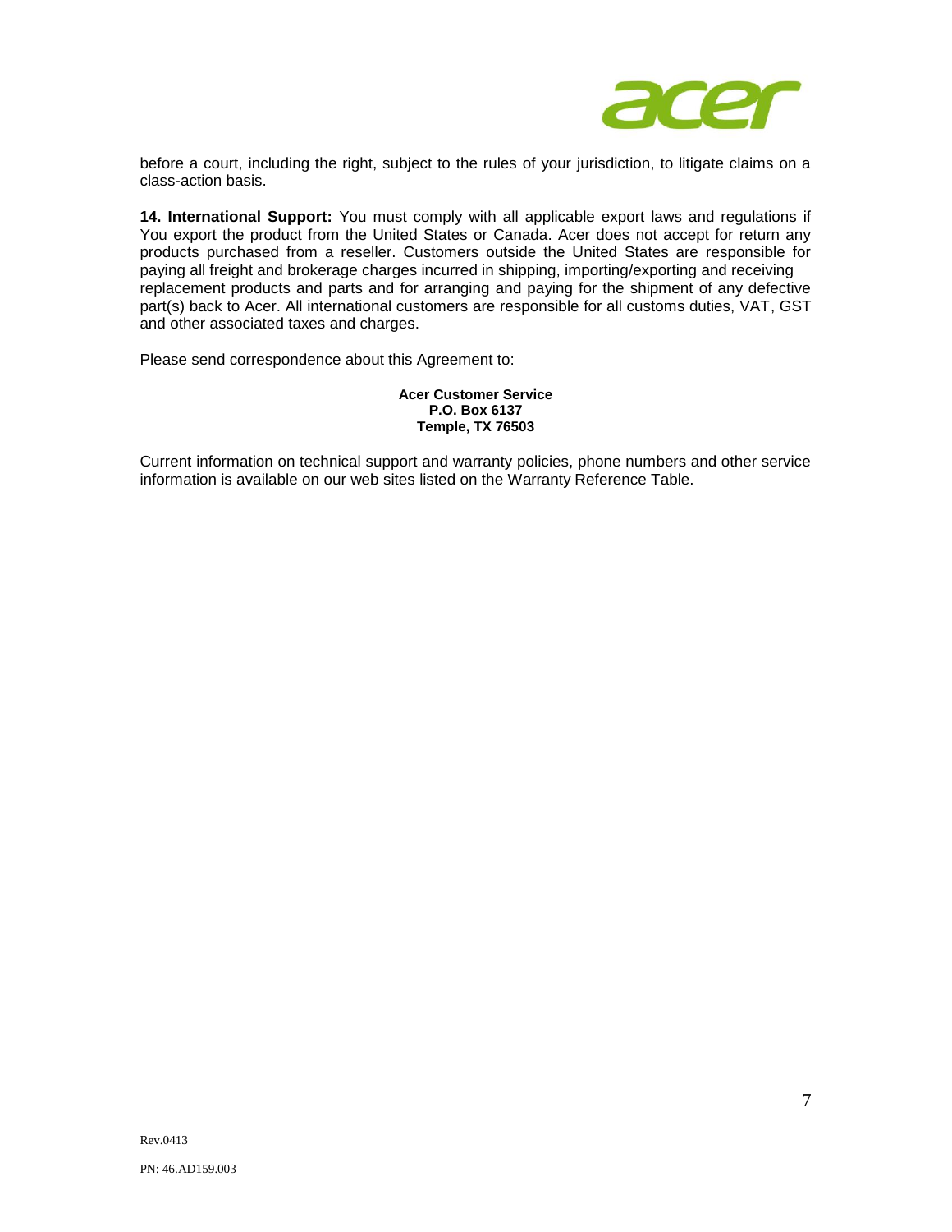before a court, including the right, subject to the rules of your jurisdiction, to litigate claims on a class-action basis.

**14. International Support:** You must comply with all applicable export laws and regulations if You export the product from the United States or Canada. Acer does not accept for return any products purchased from a reseller. Customers outside the United States are responsible for paying all freight and brokerage charges incurred in shipping, importing/exporting and receiving replacement products and parts and for arranging and paying for the shipment of any defective part(s) back to Acer. All international customers are responsible for all customs duties, VAT, GST and other associated taxes and charges.

Please send correspondence about this Agreement to:

**Acer Customer Service**
**P.O. Box 6137**
**Temple, TX 76503**

Current information on technical support and warranty policies, phone numbers and other service information is available on our web sites listed on the Warranty Reference Table.

Rev.0413

PN: 46.AD159.003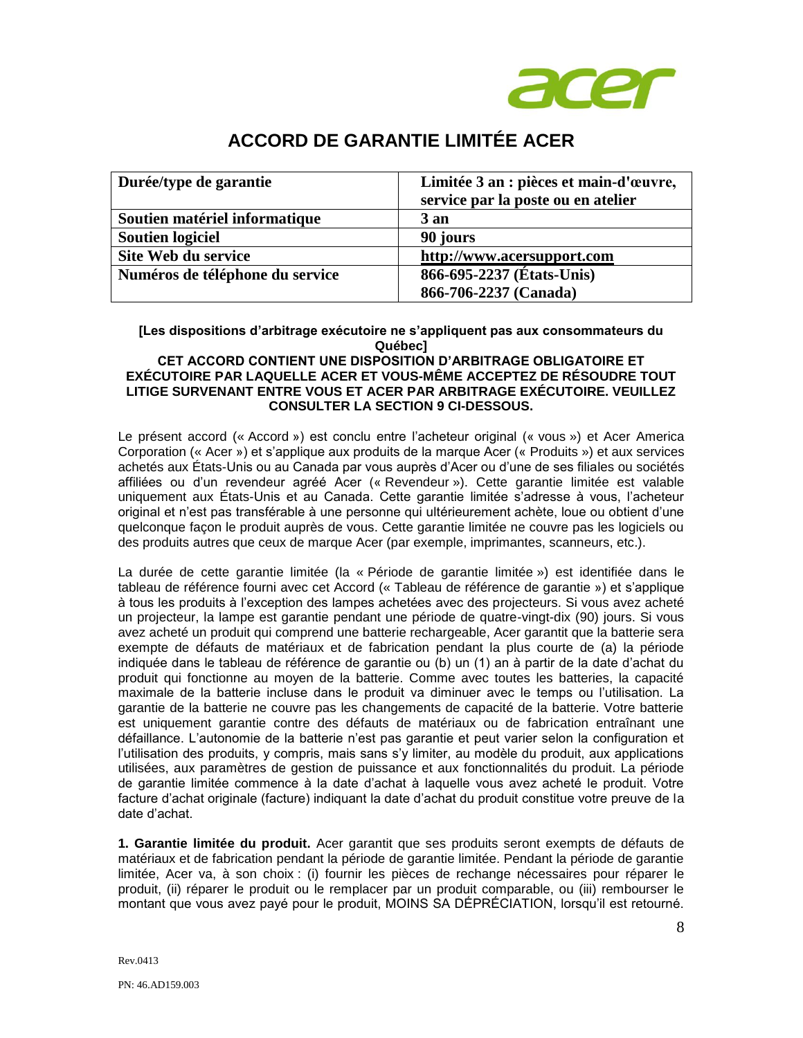# ACCORD DE GARANTIE LIMITÉE ACER

| Durée/type de garantie | Limitée 3 an : pièces et main-d'œuvre, service par la poste ou en atelier |
|---|---|
| Soutien matériel informatique | 3 an |
| Soutien logiciel | 90 jours |
| Site Web du service | http://www.acersupport.com |
| Numéros de téléphone du service | 866-695-2237 (États-Unis)<br>866-706-2237 (Canada) |

**[Les dispositions d'arbitrage exécutoire ne s'appliquent pas aux consommateurs du Québec]**

**CET ACCORD CONTIENT UNE DISPOSITION D'ARBITRAGE OBLIGATOIRE ET EXÉCUTOIRE PAR LAQUELLE ACER ET VOUS-MÊME ACCEPTEZ DE RÉSOUDRE TOUT LITIGE SURVENANT ENTRE VOUS ET ACER PAR ARBITRAGE EXÉCUTOIRE. VEUILLEZ CONSULTER LA SECTION 9 CI-DESSOUS.**

Le présent accord (« Accord ») est conclu entre l'acheteur original (« vous ») et Acer America Corporation (« Acer ») et s'applique aux produits de la marque Acer (« Produits ») et aux services achetés aux États-Unis ou au Canada par vous auprès d'Acer ou d'une de ses filiales ou sociétés affiliées ou d'un revendeur agréé Acer (« Revendeur »). Cette garantie limitée est valable uniquement aux États-Unis et au Canada. Cette garantie limitée s'adresse à vous, l'acheteur original et n'est pas transférable à une personne qui ultérieurement achète, loue ou obtient d'une quelconque façon le produit auprès de vous. Cette garantie limitée ne couvre pas les logiciels ou des produits autres que ceux de marque Acer (par exemple, imprimantes, scanneurs, etc.).

La durée de cette garantie limitée (la « Période de garantie limitée ») est identifiée dans le tableau de référence fourni avec cet Accord (« Tableau de référence de garantie ») et s'applique à tous les produits à l'exception des lampes achetées avec des projecteurs. Si vous avez acheté un projecteur, la lampe est garantie pendant une période de quatre-vingt-dix (90) jours. Si vous avez acheté un produit qui comprend une batterie rechargeable, Acer garantit que la batterie sera exempte de défauts de matériaux et de fabrication pendant la plus courte de (a) la période indiquée dans le tableau de référence de garantie ou (b) un (1) an à partir de la date d'achat du produit qui fonctionne au moyen de la batterie. Comme avec toutes les batteries, la capacité maximale de la batterie incluse dans le produit va diminuer avec le temps ou l'utilisation. La garantie de la batterie ne couvre pas les changements de capacité de la batterie. Votre batterie est uniquement garantie contre des défauts de matériaux ou de fabrication entraînant une défaillance. L'autonomie de la batterie n'est pas garantie et peut varier selon la configuration et l'utilisation des produits, y compris, mais sans s'y limiter, au modèle du produit, aux applications utilisées, aux paramètres de gestion de puissance et aux fonctionnalités du produit. La période de garantie limitée commence à la date d'achat à laquelle vous avez acheté le produit. Votre facture d'achat originale (facture) indiquant la date d'achat du produit constitue votre preuve de la date d'achat.

**1. Garantie limitée du produit.** Acer garantit que ses produits seront exempts de défauts de matériaux et de fabrication pendant la période de garantie limitée. Pendant la période de garantie limitée, Acer va, à son choix : (i) fournir les pièces de rechange nécessaires pour réparer le produit, (ii) réparer le produit ou le remplacer par un produit comparable, ou (iii) rembourser le montant que vous avez payé pour le produit, MOINS SA DÉPRÉCIATION, lorsqu'il est retourné.

Rev.0413

PN: 46.AD159.003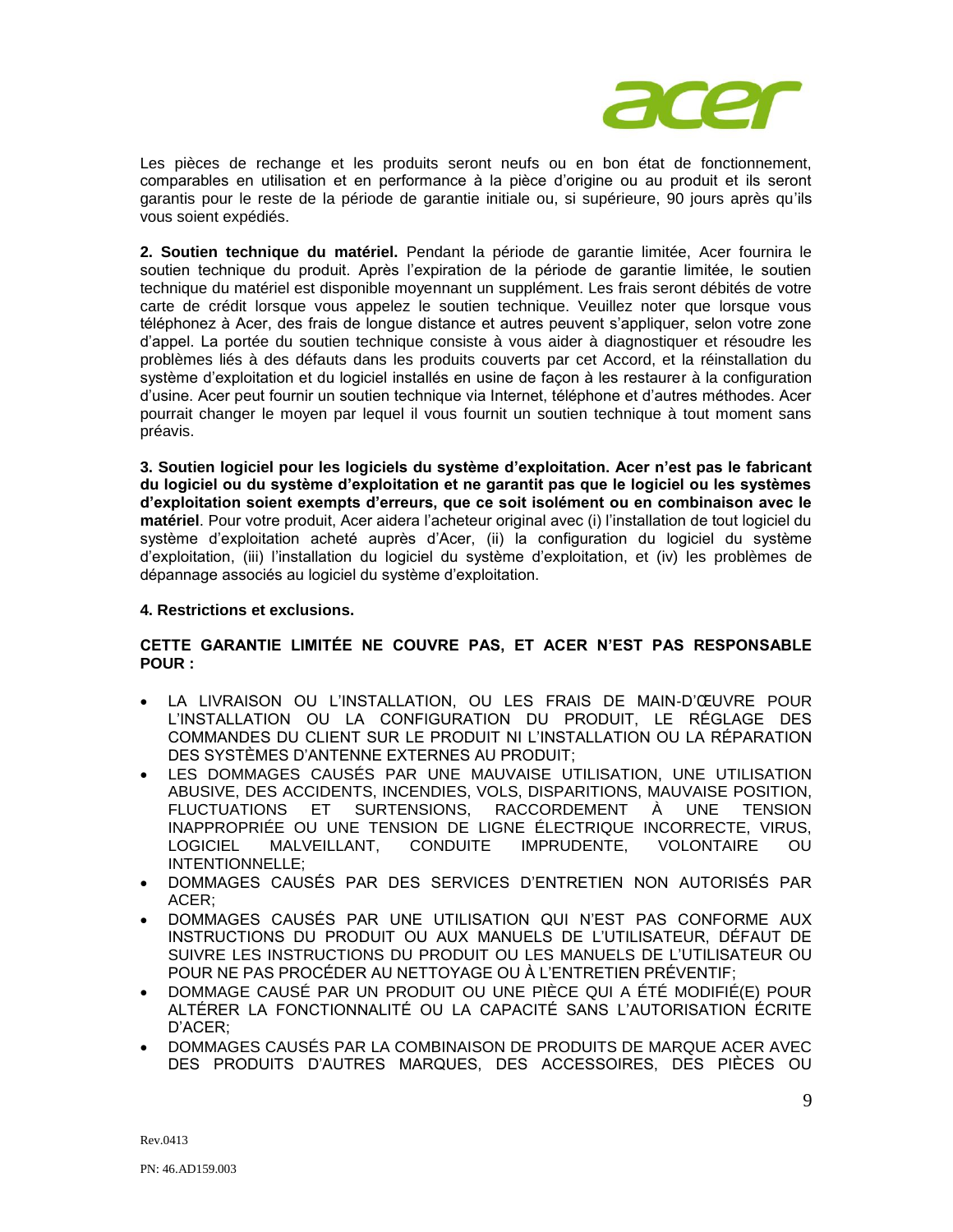Les pièces de rechange et les produits seront neufs ou en bon état de fonctionnement, comparables en utilisation et en performance à la pièce d'origine ou au produit et ils seront garantis pour le reste de la période de garantie initiale ou, si supérieure, 90 jours après qu'ils vous soient expédiés.

**2. Soutien technique du matériel.** Pendant la période de garantie limitée, Acer fournira le soutien technique du produit. Après l'expiration de la période de garantie limitée, le soutien technique du matériel est disponible moyennant un supplément. Les frais seront débités de votre carte de crédit lorsque vous appelez le soutien technique. Veuillez noter que lorsque vous téléphonez à Acer, des frais de longue distance et autres peuvent s'appliquer, selon votre zone d'appel. La portée du soutien technique consiste à vous aider à diagnostiquer et résoudre les problèmes liés à des défauts dans les produits couverts par cet Accord, et la réinstallation du système d'exploitation et du logiciel installés en usine de façon à les restaurer à la configuration d'usine. Acer peut fournir un soutien technique via Internet, téléphone et d'autres méthodes. Acer pourrait changer le moyen par lequel il vous fournit un soutien technique à tout moment sans préavis.

**3. Soutien logiciel pour les logiciels du système d'exploitation. Acer n'est pas le fabricant du logiciel ou du système d'exploitation et ne garantit pas que le logiciel ou les systèmes d'exploitation soient exempts d'erreurs, que ce soit isolément ou en combinaison avec le matériel**. Pour votre produit, Acer aidera l'acheteur original avec (i) l'installation de tout logiciel du système d'exploitation acheté auprès d'Acer, (ii) la configuration du logiciel du système d'exploitation, (iii) l'installation du logiciel du système d'exploitation, et (iv) les problèmes de dépannage associés au logiciel du système d'exploitation.

**4. Restrictions et exclusions.**

**CETTE GARANTIE LIMITÉE NE COUVRE PAS, ET ACER N'EST PAS RESPONSABLE POUR :**

- LA LIVRAISON OU L'INSTALLATION, OU LES FRAIS DE MAIN-D'ŒUVRE POUR L'INSTALLATION OU LA CONFIGURATION DU PRODUIT, LE RÉGLAGE DES COMMANDES DU CLIENT SUR LE PRODUIT NI L'INSTALLATION OU LA RÉPARATION DES SYSTÈMES D'ANTENNE EXTERNES AU PRODUIT;
- LES DOMMAGES CAUSÉS PAR UNE MAUVAISE UTILISATION, UNE UTILISATION ABUSIVE, DES ACCIDENTS, INCENDIES, VOLS, DISPARITIONS, MAUVAISE POSITION, FLUCTUATIONS ET SURTENSIONS, RACCORDEMENT À UNE TENSION INAPPROPRIÉE OU UNE TENSION DE LIGNE ÉLECTRIQUE INCORRECTE, VIRUS, LOGICIEL MALVEILLANT, CONDUITE IMPRUDENTE, VOLONTAIRE OU INTENTIONNELLE;
- DOMMAGES CAUSÉS PAR DES SERVICES D'ENTRETIEN NON AUTORISÉS PAR ACER;
- DOMMAGES CAUSÉS PAR UNE UTILISATION QUI N'EST PAS CONFORME AUX INSTRUCTIONS DU PRODUIT OU AUX MANUELS DE L'UTILISATEUR, DÉFAUT DE SUIVRE LES INSTRUCTIONS DU PRODUIT OU LES MANUELS DE L'UTILISATEUR OU POUR NE PAS PROCÉDER AU NETTOYAGE OU À L'ENTRETIEN PRÉVENTIF;
- DOMMAGE CAUSÉ PAR UN PRODUIT OU UNE PIÈCE QUI A ÉTÉ MODIFIÉ(E) POUR ALTÉRER LA FONCTIONNALITÉ OU LA CAPACITÉ SANS L'AUTORISATION ÉCRITE D'ACER;
- DOMMAGES CAUSÉS PAR LA COMBINAISON DE PRODUITS DE MARQUE ACER AVEC DES PRODUITS D'AUTRES MARQUES, DES ACCESSOIRES, DES PIÈCES OU

Rev.0413

PN: 46.AD159.003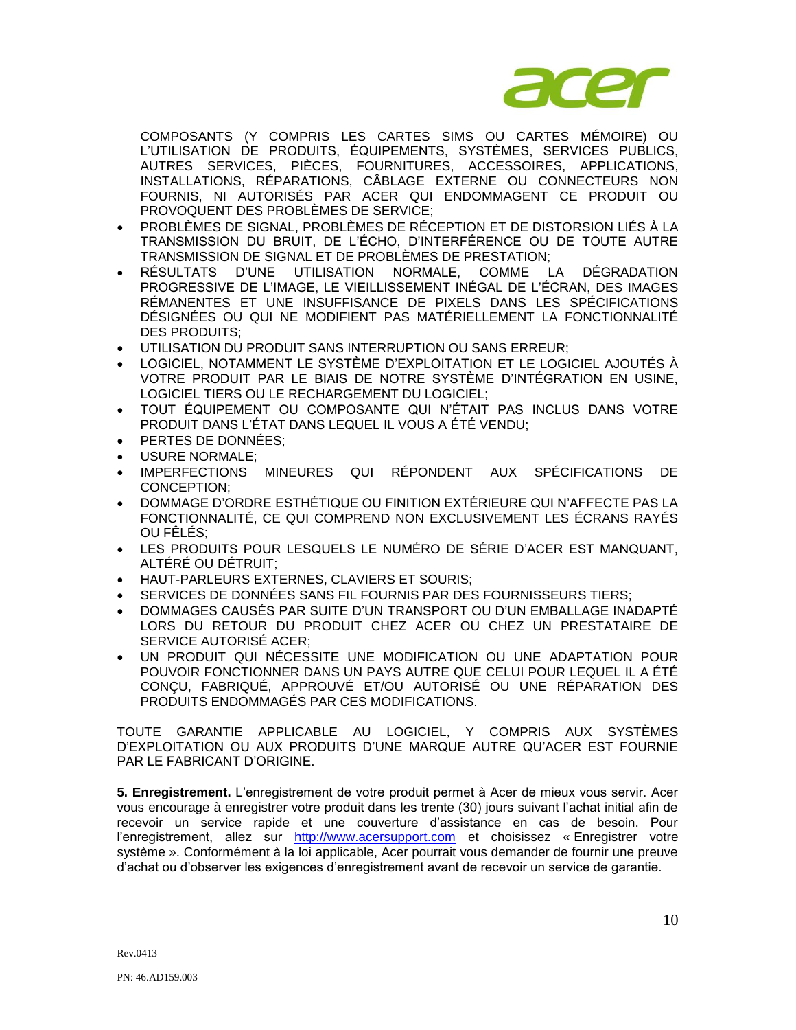COMPOSANTS (Y COMPRIS LES CARTES SIMS OU CARTES MÉMOIRE) OU L'UTILISATION DE PRODUITS, ÉQUIPEMENTS, SYSTÈMES, SERVICES PUBLICS, AUTRES SERVICES, PIÈCES, FOURNITURES, ACCESSOIRES, APPLICATIONS, INSTALLATIONS, RÉPARATIONS, CÂBLAGE EXTERNE OU CONNECTEURS NON FOURNIS, NI AUTORISÉS PAR ACER QUI ENDOMMAGENT CE PRODUIT OU PROVOQUENT DES PROBLÈMES DE SERVICE;

- PROBLÈMES DE SIGNAL, PROBLÈMES DE RÉCEPTION ET DE DISTORSION LIÉS À LA TRANSMISSION DU BRUIT, DE L'ÉCHO, D'INTERFÉRENCE OU DE TOUTE AUTRE TRANSMISSION DE SIGNAL ET DE PROBLÈMES DE PRESTATION;
- RÉSULTATS D'UNE UTILISATION NORMALE, COMME LA DÉGRADATION PROGRESSIVE DE L'IMAGE, LE VIEILLISSEMENT INÉGAL DE L'ÉCRAN, DES IMAGES RÉMANENTES ET UNE INSUFFISANCE DE PIXELS DANS LES SPÉCIFICATIONS DÉSIGNÉES OU QUI NE MODIFIENT PAS MATÉRIELLEMENT LA FONCTIONNALITÉ DES PRODUITS;
- UTILISATION DU PRODUIT SANS INTERRUPTION OU SANS ERREUR;
- LOGICIEL, NOTAMMENT LE SYSTÈME D'EXPLOITATION ET LE LOGICIEL AJOUTÉS À VOTRE PRODUIT PAR LE BIAIS DE NOTRE SYSTÈME D'INTÉGRATION EN USINE, LOGICIEL TIERS OU LE RECHARGEMENT DU LOGICIEL;
- TOUT ÉQUIPEMENT OU COMPOSANTE QUI N'ÉTAIT PAS INCLUS DANS VOTRE PRODUIT DANS L'ÉTAT DANS LEQUEL IL VOUS A ÉTÉ VENDU;
- PERTES DE DONNÉES;
- USURE NORMALE;
- IMPERFECTIONS MINEURES QUI RÉPONDENT AUX SPÉCIFICATIONS DE CONCEPTION;
- DOMMAGE D'ORDRE ESTHÉTIQUE OU FINITION EXTÉRIEURE QUI N'AFFECTE PAS LA FONCTIONNALITÉ, CE QUI COMPREND NON EXCLUSIVEMENT LES ÉCRANS RAYÉS OU FÊLÉS;
- LES PRODUITS POUR LESQUELS LE NUMÉRO DE SÉRIE D'ACER EST MANQUANT, ALTÉRÉ OU DÉTRUIT;
- HAUT-PARLEURS EXTERNES, CLAVIERS ET SOURIS;
- SERVICES DE DONNÉES SANS FIL FOURNIS PAR DES FOURNISSEURS TIERS;
- DOMMAGES CAUSÉS PAR SUITE D'UN TRANSPORT OU D'UN EMBALLAGE INADAPTÉ LORS DU RETOUR DU PRODUIT CHEZ ACER OU CHEZ UN PRESTATAIRE DE SERVICE AUTORISÉ ACER;
- UN PRODUIT QUI NÉCESSITE UNE MODIFICATION OU UNE ADAPTATION POUR POUVOIR FONCTIONNER DANS UN PAYS AUTRE QUE CELUI POUR LEQUEL IL A ÉTÉ CONÇU, FABRIQUÉ, APPROUVÉ ET/OU AUTORISÉ OU UNE RÉPARATION DES PRODUITS ENDOMMAGÉS PAR CES MODIFICATIONS.

TOUTE GARANTIE APPLICABLE AU LOGICIEL, Y COMPRIS AUX SYSTÈMES D'EXPLOITATION OU AUX PRODUITS D'UNE MARQUE AUTRE QU'ACER EST FOURNIE PAR LE FABRICANT D'ORIGINE.

**5. Enregistrement.** L'enregistrement de votre produit permet à Acer de mieux vous servir. Acer vous encourage à enregistrer votre produit dans les trente (30) jours suivant l'achat initial afin de recevoir un service rapide et une couverture d'assistance en cas de besoin. Pour l'enregistrement, allez sur http://www.acersupport.com et choisissez « Enregistrer votre système ». Conformément à la loi applicable, Acer pourrait vous demander de fournir une preuve d'achat ou d'observer les exigences d'enregistrement avant de recevoir un service de garantie.

Rev.0413

PN: 46.AD159.003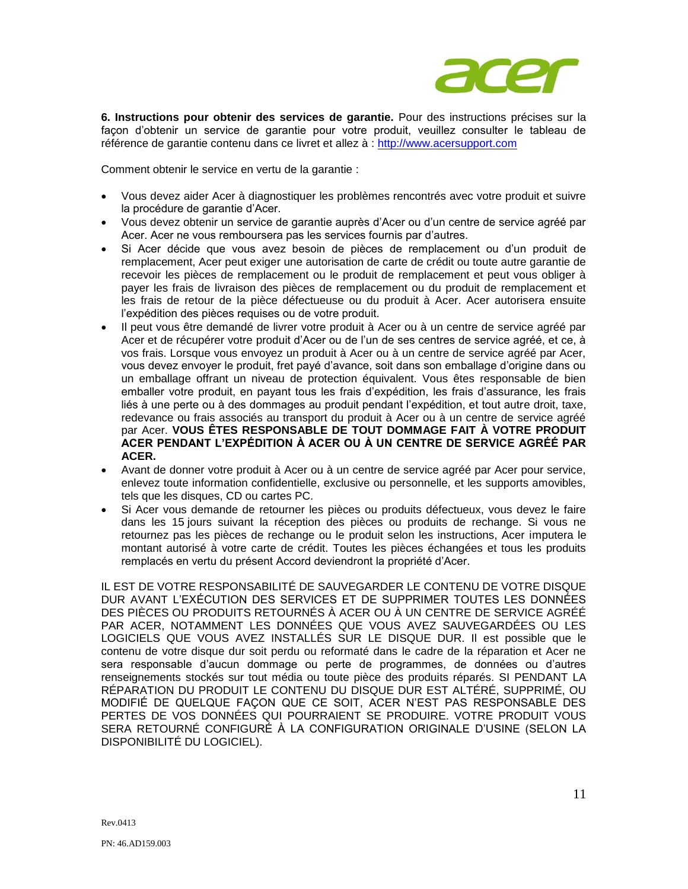**6. Instructions pour obtenir des services de garantie.** Pour des instructions précises sur la façon d'obtenir un service de garantie pour votre produit, veuillez consulter le tableau de référence de garantie contenu dans ce livret et allez à : http://www.acersupport.com

Comment obtenir le service en vertu de la garantie :

- Vous devez aider Acer à diagnostiquer les problèmes rencontrés avec votre produit et suivre la procédure de garantie d'Acer.
- Vous devez obtenir un service de garantie auprès d'Acer ou d'un centre de service agréé par Acer. Acer ne vous remboursera pas les services fournis par d'autres.
- Si Acer décide que vous avez besoin de pièces de remplacement ou d'un produit de remplacement, Acer peut exiger une autorisation de carte de crédit ou toute autre garantie de recevoir les pièces de remplacement ou le produit de remplacement et peut vous obliger à payer les frais de livraison des pièces de remplacement ou du produit de remplacement et les frais de retour de la pièce défectueuse ou du produit à Acer. Acer autorisera ensuite l'expédition des pièces requises ou de votre produit.
- Il peut vous être demandé de livrer votre produit à Acer ou à un centre de service agréé par Acer et de récupérer votre produit d'Acer ou de l'un de ses centres de service agréé, et ce, à vos frais. Lorsque vous envoyez un produit à Acer ou à un centre de service agréé par Acer, vous devez envoyer le produit, fret payé d'avance, soit dans son emballage d'origine dans ou un emballage offrant un niveau de protection équivalent. Vous êtes responsable de bien emballer votre produit, en payant tous les frais d'expédition, les frais d'assurance, les frais liés à une perte ou à des dommages au produit pendant l'expédition, et tout autre droit, taxe, redevance ou frais associés au transport du produit à Acer ou à un centre de service agréé par Acer. **VOUS ÊTES RESPONSABLE DE TOUT DOMMAGE FAIT À VOTRE PRODUIT ACER PENDANT L'EXPÉDITION À ACER OU À UN CENTRE DE SERVICE AGRÉÉ PAR ACER.**
- Avant de donner votre produit à Acer ou à un centre de service agréé par Acer pour service, enlevez toute information confidentielle, exclusive ou personnelle, et les supports amovibles, tels que les disques, CD ou cartes PC.
- Si Acer vous demande de retourner les pièces ou produits défectueux, vous devez le faire dans les 15 jours suivant la réception des pièces ou produits de rechange. Si vous ne retournez pas les pièces de rechange ou le produit selon les instructions, Acer imputera le montant autorisé à votre carte de crédit. Toutes les pièces échangées et tous les produits remplacés en vertu du présent Accord deviendront la propriété d'Acer.

IL EST DE VOTRE RESPONSABILITÉ DE SAUVEGARDER LE CONTENU DE VOTRE DISQUE DUR AVANT L'EXÉCUTION DES SERVICES ET DE SUPPRIMER TOUTES LES DONNÉES DES PIÈCES OU PRODUITS RETOURNÉS À ACER OU À UN CENTRE DE SERVICE AGRÉÉ PAR ACER, NOTAMMENT LES DONNÉES QUE VOUS AVEZ SAUVEGARDÉES OU LES LOGICIELS QUE VOUS AVEZ INSTALLÉS SUR LE DISQUE DUR. Il est possible que le contenu de votre disque dur soit perdu ou reformaté dans le cadre de la réparation et Acer ne sera responsable d'aucun dommage ou perte de programmes, de données ou d'autres renseignements stockés sur tout média ou toute pièce des produits réparés. SI PENDANT LA RÉPARATION DU PRODUIT LE CONTENU DU DISQUE DUR EST ALTÉRÉ, SUPPRIMÉ, OU MODIFIÉ DE QUELQUE FAÇON QUE CE SOIT, ACER N'EST PAS RESPONSABLE DES PERTES DE VOS DONNÉES QUI POURRAIENT SE PRODUIRE. VOTRE PRODUIT VOUS SERA RETOURNÉ CONFIGURÉ À LA CONFIGURATION ORIGINALE D'USINE (SELON LA DISPONIBILITÉ DU LOGICIEL).

Rev.0413

PN: 46.AD159.003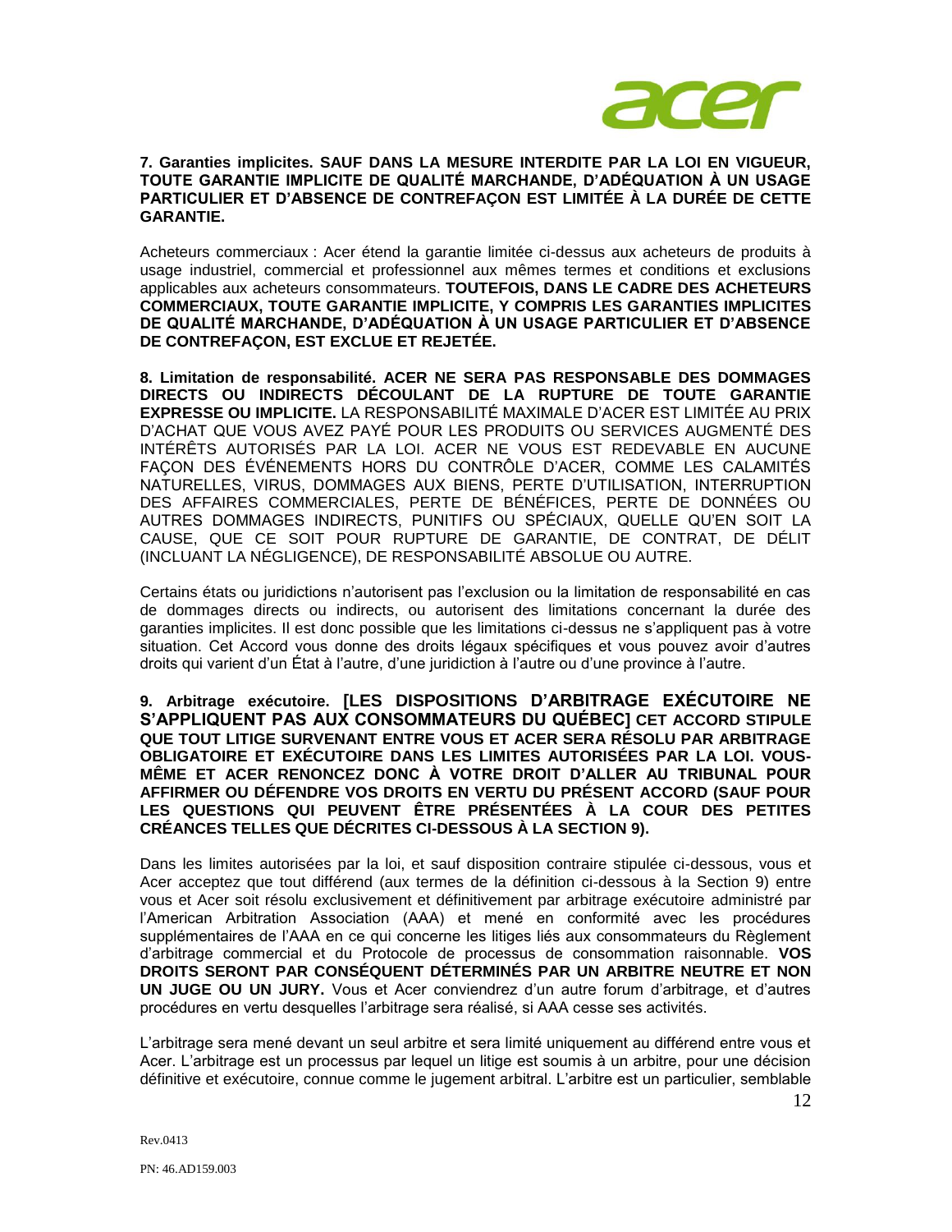**7. Garanties implicites. SAUF DANS LA MESURE INTERDITE PAR LA LOI EN VIGUEUR, TOUTE GARANTIE IMPLICITE DE QUALITÉ MARCHANDE, D'ADÉQUATION À UN USAGE PARTICULIER ET D'ABSENCE DE CONTREFAÇON EST LIMITÉE À LA DURÉE DE CETTE GARANTIE.**

Acheteurs commerciaux : Acer étend la garantie limitée ci-dessus aux acheteurs de produits à usage industriel, commercial et professionnel aux mêmes termes et conditions et exclusions applicables aux acheteurs consommateurs. **TOUTEFOIS, DANS LE CADRE DES ACHETEURS COMMERCIAUX, TOUTE GARANTIE IMPLICITE, Y COMPRIS LES GARANTIES IMPLICITES DE QUALITÉ MARCHANDE, D'ADÉQUATION À UN USAGE PARTICULIER ET D'ABSENCE DE CONTREFAÇON, EST EXCLUE ET REJETÉE.**

**8. Limitation de responsabilité. ACER NE SERA PAS RESPONSABLE DES DOMMAGES DIRECTS OU INDIRECTS DÉCOULANT DE LA RUPTURE DE TOUTE GARANTIE EXPRESSE OU IMPLICITE.** LA RESPONSABILITÉ MAXIMALE D'ACER EST LIMITÉE AU PRIX D'ACHAT QUE VOUS AVEZ PAYÉ POUR LES PRODUITS OU SERVICES AUGMENTÉ DES INTÉRÊTS AUTORISÉS PAR LA LOI. ACER NE VOUS EST REDEVABLE EN AUCUNE FAÇON DES ÉVÉNEMENTS HORS DU CONTRÔLE D'ACER, COMME LES CALAMITÉS NATURELLES, VIRUS, DOMMAGES AUX BIENS, PERTE D'UTILISATION, INTERRUPTION DES AFFAIRES COMMERCIALES, PERTE DE BÉNÉFICES, PERTE DE DONNÉES OU AUTRES DOMMAGES INDIRECTS, PUNITIFS OU SPÉCIAUX, QUELLE QU'EN SOIT LA CAUSE, QUE CE SOIT POUR RUPTURE DE GARANTIE, DE CONTRAT, DE DÉLIT (INCLUANT LA NÉGLIGENCE), DE RESPONSABILITÉ ABSOLUE OU AUTRE.

Certains états ou juridictions n'autorisent pas l'exclusion ou la limitation de responsabilité en cas de dommages directs ou indirects, ou autorisent des limitations concernant la durée des garanties implicites. Il est donc possible que les limitations ci-dessus ne s'appliquent pas à votre situation. Cet Accord vous donne des droits légaux spécifiques et vous pouvez avoir d'autres droits qui varient d'un État à l'autre, d'une juridiction à l'autre ou d'une province à l'autre.

**9. Arbitrage exécutoire. [LES DISPOSITIONS D'ARBITRAGE EXÉCUTOIRE NE S'APPLIQUENT PAS AUX CONSOMMATEURS DU QUÉBEC] CET ACCORD STIPULE QUE TOUT LITIGE SURVENANT ENTRE VOUS ET ACER SERA RÉSOLU PAR ARBITRAGE OBLIGATOIRE ET EXÉCUTOIRE DANS LES LIMITES AUTORISÉES PAR LA LOI. VOUS-MÊME ET ACER RENONCEZ DONC À VOTRE DROIT D'ALLER AU TRIBUNAL POUR AFFIRMER OU DÉFENDRE VOS DROITS EN VERTU DU PRÉSENT ACCORD (SAUF POUR LES QUESTIONS QUI PEUVENT ÊTRE PRÉSENTÉES À LA COUR DES PETITES CRÉANCES TELLES QUE DÉCRITES CI-DESSOUS À LA SECTION 9).**

Dans les limites autorisées par la loi, et sauf disposition contraire stipulée ci-dessous, vous et Acer acceptez que tout différend (aux termes de la définition ci-dessous à la Section 9) entre vous et Acer soit résolu exclusivement et définitivement par arbitrage exécutoire administré par l'American Arbitration Association (AAA) et mené en conformité avec les procédures supplémentaires de l'AAA en ce qui concerne les litiges liés aux consommateurs du Règlement d'arbitrage commercial et du Protocole de processus de consommation raisonnable. **VOS DROITS SERONT PAR CONSÉQUENT DÉTERMINÉS PAR UN ARBITRE NEUTRE ET NON UN JUGE OU UN JURY.** Vous et Acer conviendrez d'un autre forum d'arbitrage, et d'autres procédures en vertu desquelles l'arbitrage sera réalisé, si AAA cesse ses activités.

L'arbitrage sera mené devant un seul arbitre et sera limité uniquement au différend entre vous et Acer. L'arbitrage est un processus par lequel un litige est soumis à un arbitre, pour une décision définitive et exécutoire, connue comme le jugement arbitral. L'arbitre est un particulier, semblable

Rev.0413

PN: 46.AD159.003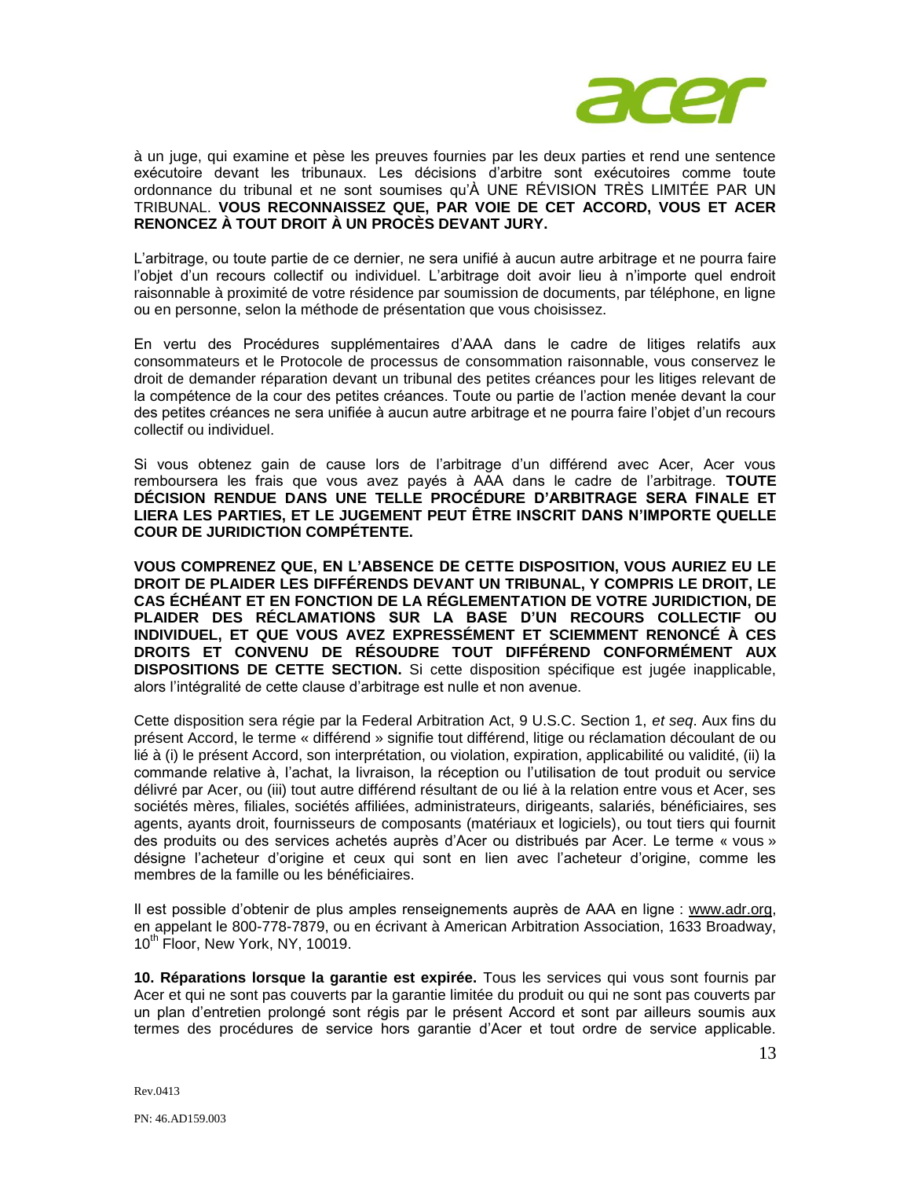à un juge, qui examine et pèse les preuves fournies par les deux parties et rend une sentence exécutoire devant les tribunaux. Les décisions d'arbitre sont exécutoires comme toute ordonnance du tribunal et ne sont soumises qu'À UNE RÉVISION TRÈS LIMITÉE PAR UN TRIBUNAL. **VOUS RECONNAISSEZ QUE, PAR VOIE DE CET ACCORD, VOUS ET ACER RENONCEZ À TOUT DROIT À UN PROCÈS DEVANT JURY.**

L'arbitrage, ou toute partie de ce dernier, ne sera unifié à aucun autre arbitrage et ne pourra faire l'objet d'un recours collectif ou individuel. L'arbitrage doit avoir lieu à n'importe quel endroit raisonnable à proximité de votre résidence par soumission de documents, par téléphone, en ligne ou en personne, selon la méthode de présentation que vous choisissez.

En vertu des Procédures supplémentaires d'AAA dans le cadre de litiges relatifs aux consommateurs et le Protocole de processus de consommation raisonnable, vous conservez le droit de demander réparation devant un tribunal des petites créances pour les litiges relevant de la compétence de la cour des petites créances. Toute ou partie de l'action menée devant la cour des petites créances ne sera unifiée à aucun autre arbitrage et ne pourra faire l'objet d'un recours collectif ou individuel.

Si vous obtenez gain de cause lors de l'arbitrage d'un différend avec Acer, Acer vous remboursera les frais que vous avez payés à AAA dans le cadre de l'arbitrage. **TOUTE DÉCISION RENDUE DANS UNE TELLE PROCÉDURE D'ARBITRAGE SERA FINALE ET LIERA LES PARTIES, ET LE JUGEMENT PEUT ÊTRE INSCRIT DANS N'IMPORTE QUELLE COUR DE JURIDICTION COMPÉTENTE.**

**VOUS COMPRENEZ QUE, EN L'ABSENCE DE CETTE DISPOSITION, VOUS AURIEZ EU LE DROIT DE PLAIDER LES DIFFÉRENDS DEVANT UN TRIBUNAL, Y COMPRIS LE DROIT, LE CAS ÉCHÉANT ET EN FONCTION DE LA RÉGLEMENTATION DE VOTRE JURIDICTION, DE PLAIDER DES RÉCLAMATIONS SUR LA BASE D'UN RECOURS COLLECTIF OU INDIVIDUEL, ET QUE VOUS AVEZ EXPRESSÉMENT ET SCIEMMENT RENONCÉ À CES DROITS ET CONVENU DE RÉSOUDRE TOUT DIFFÉREND CONFORMÉMENT AUX DISPOSITIONS DE CETTE SECTION.** Si cette disposition spécifique est jugée inapplicable, alors l'intégralité de cette clause d'arbitrage est nulle et non avenue.

Cette disposition sera régie par la Federal Arbitration Act, 9 U.S.C. Section 1, *et seq*. Aux fins du présent Accord, le terme « différend » signifie tout différend, litige ou réclamation découlant de ou lié à (i) le présent Accord, son interprétation, ou violation, expiration, applicabilité ou validité, (ii) la commande relative à, l'achat, la livraison, la réception ou l'utilisation de tout produit ou service délivré par Acer, ou (iii) tout autre différend résultant de ou lié à la relation entre vous et Acer, ses sociétés mères, filiales, sociétés affiliées, administrateurs, dirigeants, salariés, bénéficiaires, ses agents, ayants droit, fournisseurs de composants (matériaux et logiciels), ou tout tiers qui fournit des produits ou des services achetés auprès d'Acer ou distribués par Acer. Le terme « vous » désigne l'acheteur d'origine et ceux qui sont en lien avec l'acheteur d'origine, comme les membres de la famille ou les bénéficiaires.

Il est possible d'obtenir de plus amples renseignements auprès de AAA en ligne : www.adr.org, en appelant le 800-778-7879, ou en écrivant à American Arbitration Association, 1633 Broadway, 10th Floor, New York, NY, 10019.

**10. Réparations lorsque la garantie est expirée.** Tous les services qui vous sont fournis par Acer et qui ne sont pas couverts par la garantie limitée du produit ou qui ne sont pas couverts par un plan d'entretien prolongé sont régis par le présent Accord et sont par ailleurs soumis aux termes des procédures de service hors garantie d'Acer et tout ordre de service applicable.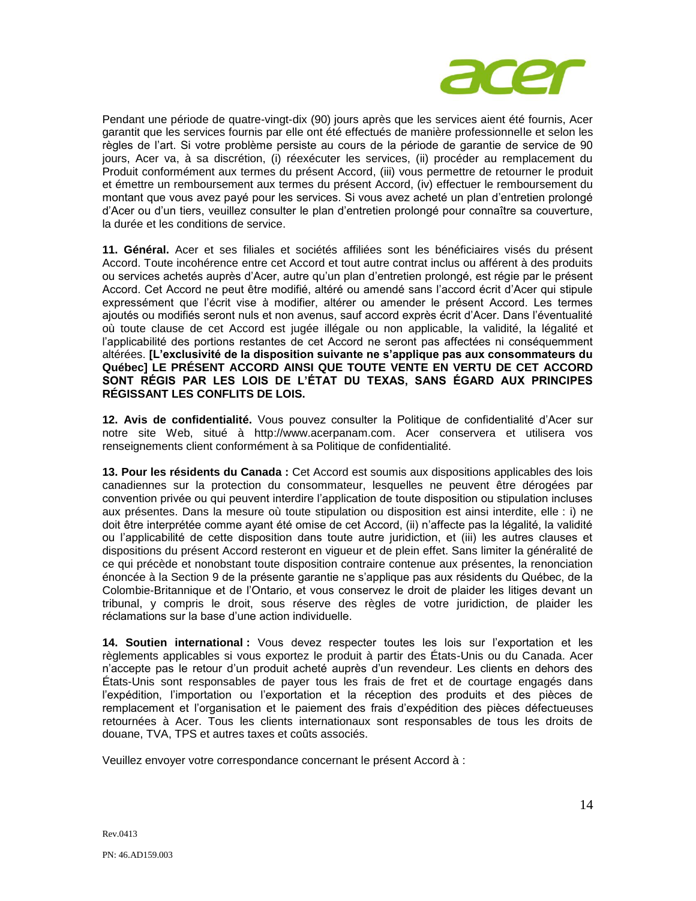Pendant une période de quatre-vingt-dix (90) jours après que les services aient été fournis, Acer garantit que les services fournis par elle ont été effectués de manière professionnelle et selon les règles de l'art. Si votre problème persiste au cours de la période de garantie de service de 90 jours, Acer va, à sa discrétion, (i) réexécuter les services, (ii) procéder au remplacement du Produit conformément aux termes du présent Accord, (iii) vous permettre de retourner le produit et émettre un remboursement aux termes du présent Accord, (iv) effectuer le remboursement du montant que vous avez payé pour les services. Si vous avez acheté un plan d'entretien prolongé d'Acer ou d'un tiers, veuillez consulter le plan d'entretien prolongé pour connaître sa couverture, la durée et les conditions de service.

**11. Général.** Acer et ses filiales et sociétés affiliées sont les bénéficiaires visés du présent Accord. Toute incohérence entre cet Accord et tout autre contrat inclus ou afférent à des produits ou services achetés auprès d'Acer, autre qu'un plan d'entretien prolongé, est régie par le présent Accord. Cet Accord ne peut être modifié, altéré ou amendé sans l'accord écrit d'Acer qui stipule expressément que l'écrit vise à modifier, altérer ou amender le présent Accord. Les termes ajoutés ou modifiés seront nuls et non avenus, sauf accord exprès écrit d'Acer. Dans l'éventualité où toute clause de cet Accord est jugée illégale ou non applicable, la validité, la légalité et l'applicabilité des portions restantes de cet Accord ne seront pas affectées ni conséquemment altérées. **[L'exclusivité de la disposition suivante ne s'applique pas aux consommateurs du Québec] LE PRÉSENT ACCORD AINSI QUE TOUTE VENTE EN VERTU DE CET ACCORD SONT RÉGIS PAR LES LOIS DE L'ÉTAT DU TEXAS, SANS ÉGARD AUX PRINCIPES RÉGISSANT LES CONFLITS DE LOIS.**

**12. Avis de confidentialité.** Vous pouvez consulter la Politique de confidentialité d'Acer sur notre site Web, situé à http://www.acerpanam.com. Acer conservera et utilisera vos renseignements client conformément à sa Politique de confidentialité.

**13. Pour les résidents du Canada :** Cet Accord est soumis aux dispositions applicables des lois canadiennes sur la protection du consommateur, lesquelles ne peuvent être dérogées par convention privée ou qui peuvent interdire l'application de toute disposition ou stipulation incluses aux présentes. Dans la mesure où toute stipulation ou disposition est ainsi interdite, elle : i) ne doit être interprétée comme ayant été omise de cet Accord, (ii) n'affecte pas la légalité, la validité ou l'applicabilité de cette disposition dans toute autre juridiction, et (iii) les autres clauses et dispositions du présent Accord resteront en vigueur et de plein effet. Sans limiter la généralité de ce qui précède et nonobstant toute disposition contraire contenue aux présentes, la renonciation énoncée à la Section 9 de la présente garantie ne s'applique pas aux résidents du Québec, de la Colombie-Britannique et de l'Ontario, et vous conservez le droit de plaider les litiges devant un tribunal, y compris le droit, sous réserve des règles de votre juridiction, de plaider les réclamations sur la base d'une action individuelle.

**14. Soutien international :** Vous devez respecter toutes les lois sur l'exportation et les règlements applicables si vous exportez le produit à partir des États-Unis ou du Canada. Acer n'accepte pas le retour d'un produit acheté auprès d'un revendeur. Les clients en dehors des États-Unis sont responsables de payer tous les frais de fret et de courtage engagés dans l'expédition, l'importation ou l'exportation et la réception des produits et des pièces de remplacement et l'organisation et le paiement des frais d'expédition des pièces défectueuses retournées à Acer. Tous les clients internationaux sont responsables de tous les droits de douane, TVA, TPS et autres taxes et coûts associés.

Veuillez envoyer votre correspondance concernant le présent Accord à :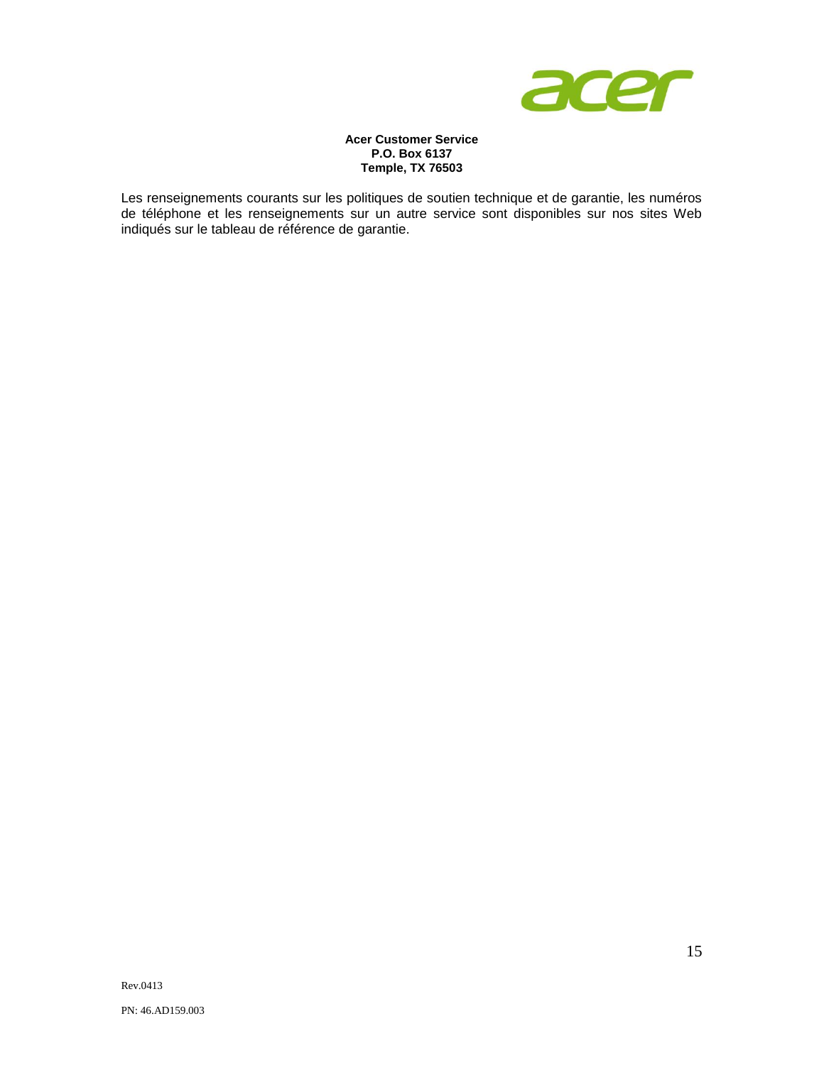**Acer Customer Service**
**P.O. Box 6137**
**Temple, TX 76503**

Les renseignements courants sur les politiques de soutien technique et de garantie, les numéros de téléphone et les renseignements sur un autre service sont disponibles sur nos sites Web indiqués sur le tableau de référence de garantie.

Rev.0413

PN: 46.AD159.003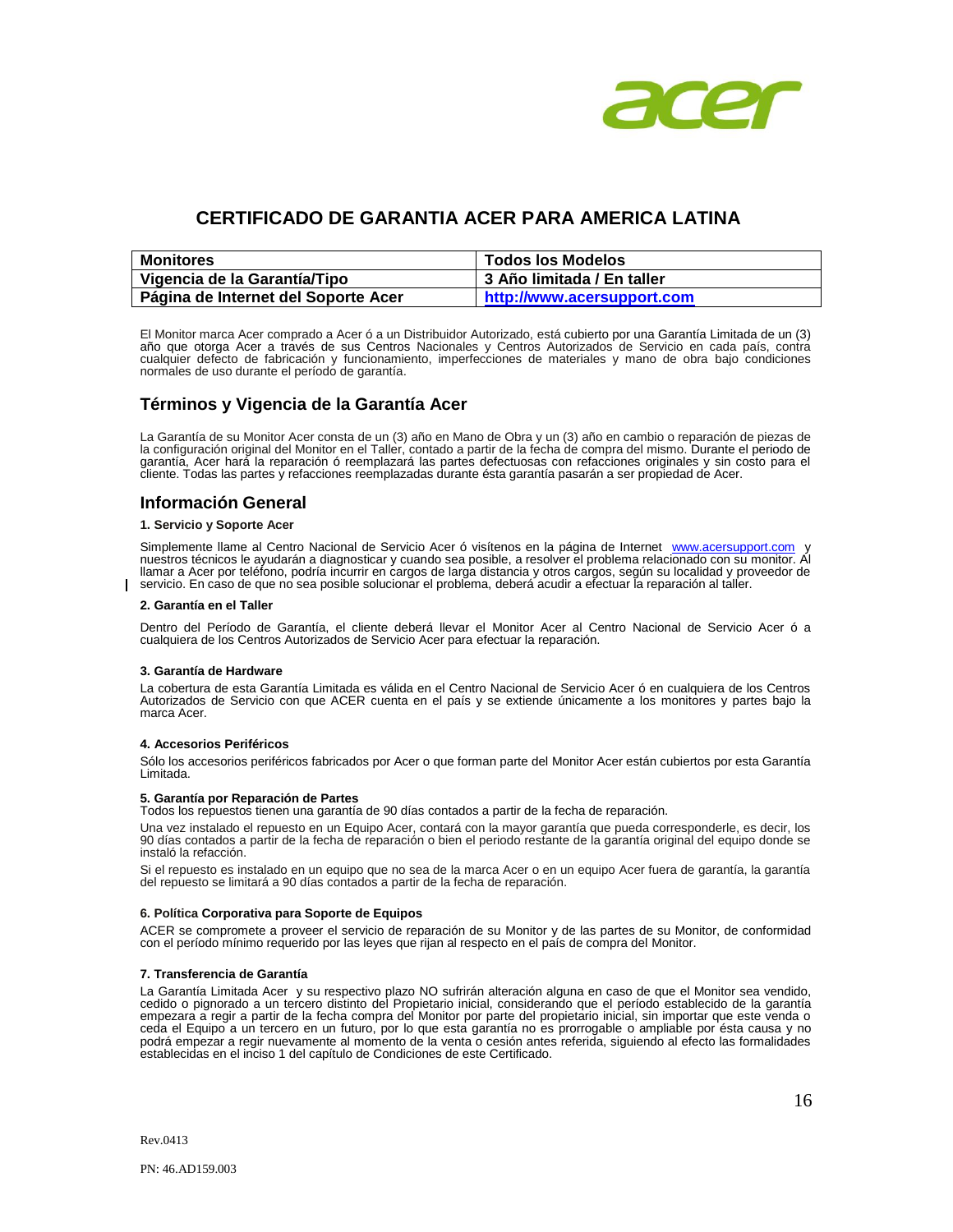# CERTIFICADO DE GARANTIA ACER PARA AMERICA LATINA

| Monitores | Todos los Modelos |
|---|---|
| Vigencia de la Garantía/Tipo | 3 Año limitada / En taller |
| Página de Internet del Soporte Acer | http://www.acersupport.com |

El Monitor marca Acer comprado a Acer ó a un Distribuidor Autorizado, está cubierto por una Garantía Limitada de un (3) año que otorga Acer a través de sus Centros Nacionales y Centros Autorizados de Servicio en cada país, contra cualquier defecto de fabricación y funcionamiento, imperfecciones de materiales y mano de obra bajo condiciones normales de uso durante el período de garantía.

## Términos y Vigencia de la Garantía Acer

La Garantía de su Monitor Acer consta de un (3) año en Mano de Obra y un (3) año en cambio o reparación de piezas de la configuración original del Monitor en el Taller, contado a partir de la fecha de compra del mismo. Durante el periodo de garantía, Acer hará la reparación ó reemplazará las partes defectuosas con refacciones originales y sin costo para el cliente. Todas las partes y refacciones reemplazadas durante ésta garantía pasarán a ser propiedad de Acer.

## Información General

**1. Servicio y Soporte Acer**

Simplemente llame al Centro Nacional de Servicio Acer ó visítenos en la página de Internet www.acersupport.com y nuestros técnicos le ayudarán a diagnosticar y cuando sea posible, a resolver el problema relacionado con su monitor. Al llamar a Acer por teléfono, podría incurrir en cargos de larga distancia y otros cargos, según su localidad y proveedor de servicio. En caso de que no sea posible solucionar el problema, deberá acudir a efectuar la reparación al taller.

**2. Garantía en el Taller**

Dentro del Período de Garantía, el cliente deberá llevar el Monitor Acer al Centro Nacional de Servicio Acer ó a cualquiera de los Centros Autorizados de Servicio Acer para efectuar la reparación.

**3. Garantía de Hardware**

La cobertura de esta Garantía Limitada es válida en el Centro Nacional de Servicio Acer ó en cualquiera de los Centros Autorizados de Servicio con que ACER cuenta en el país y se extiende únicamente a los monitores y partes bajo la marca Acer.

**4. Accesorios Periféricos**

Sólo los accesorios periféricos fabricados por Acer o que forman parte del Monitor Acer están cubiertos por esta Garantía Limitada.

**5. Garantía por Reparación de Partes**

Todos los repuestos tienen una garantía de 90 días contados a partir de la fecha de reparación.

Una vez instalado el repuesto en un Equipo Acer, contará con la mayor garantía que pueda corresponderle, es decir, los 90 días contados a partir de la fecha de reparación o bien el periodo restante de la garantía original del equipo donde se instaló la refacción.

Si el repuesto es instalado en un equipo que no sea de la marca Acer o en un equipo Acer fuera de garantía, la garantía del repuesto se limitará a 90 días contados a partir de la fecha de reparación.

**6. Política Corporativa para Soporte de Equipos**

ACER se compromete a proveer el servicio de reparación de su Monitor y de las partes de su Monitor, de conformidad con el período mínimo requerido por las leyes que rijan al respecto en el país de compra del Monitor.

**7. Transferencia de Garantía**

La Garantía Limitada Acer y su respectivo plazo NO sufrirán alteración alguna en caso de que el Monitor sea vendido, cedido o pignorado a un tercero distinto del Propietario inicial, considerando que el período establecido de la garantía empezara a regir a partir de la fecha compra del Monitor por parte del propietario inicial, sin importar que este venda o ceda el Equipo a un tercero en un futuro, por lo que esta garantía no es prorrogable o ampliable por ésta causa y no podrá empezar a regir nuevamente al momento de la venta o cesión antes referida, siguiendo al efecto las formalidades establecidas en el inciso 1 del capítulo de Condiciones de este Certificado.

Rev.0413

PN: 46.AD159.003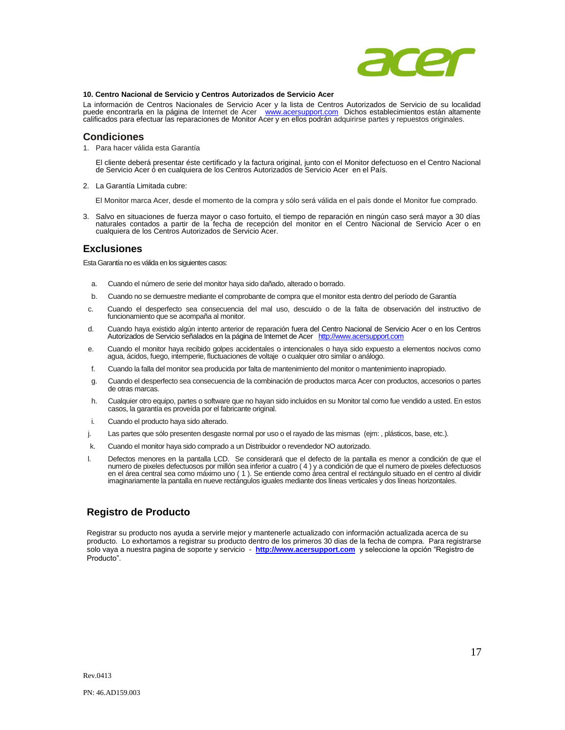**10. Centro Nacional de Servicio y Centros Autorizados de Servicio Acer**

La información de Centros Nacionales de Servicio Acer y la lista de Centros Autorizados de Servicio de su localidad puede encontrarla en la página de Internet de Acer www.acersupport.com Dichos establecimientos están altamente calificados para efectuar las reparaciones de Monitor Acer y en ellos podrán adquirirse partes y repuestos originales.

## Condiciones

1. Para hacer válida esta Garantía

   El cliente deberá presentar éste certificado y la factura original, junto con el Monitor defectuoso en el Centro Nacional de Servicio Acer ó en cualquiera de los Centros Autorizados de Servicio Acer en el País.

2. La Garantía Limitada cubre:

   El Monitor marca Acer, desde el momento de la compra y sólo será válida en el país donde el Monitor fue comprado.

3. Salvo en situaciones de fuerza mayor o caso fortuito, el tiempo de reparación en ningún caso será mayor a 30 días naturales contados a partir de la fecha de recepción del monitor en el Centro Nacional de Servicio Acer o en cualquiera de los Centros Autorizados de Servicio Acer.

## Exclusiones

Esta Garantía no es válida en los siguientes casos:

a. Cuando el número de serie del monitor haya sido dañado, alterado o borrado.

b. Cuando no se demuestre mediante el comprobante de compra que el monitor esta dentro del período de Garantía

c. Cuando el desperfecto sea consecuencia del mal uso, descuido o de la falta de observación del instructivo de funcionamiento que se acompaña al monitor.

d. Cuando haya existido algún intento anterior de reparación fuera del Centro Nacional de Servicio Acer o en los Centros Autorizados de Servicio señalados en la página de Internet de Acer http://www.acersupport.com

e. Cuando el monitor haya recibido golpes accidentales o intencionales o haya sido expuesto a elementos nocivos como agua, ácidos, fuego, intemperie, fluctuaciones de voltaje o cualquier otro similar o análogo.

f. Cuando la falla del monitor sea producida por falta de mantenimiento del monitor o mantenimiento inapropiado.

g. Cuando el desperfecto sea consecuencia de la combinación de productos marca Acer con productos, accesorios o partes de otras marcas.

h. Cualquier otro equipo, partes o software que no hayan sido incluidos en su Monitor tal como fue vendido a usted. En estos casos, la garantía es proveída por el fabricante original.

i. Cuando el producto haya sido alterado.

j. Las partes que sólo presenten desgaste normal por uso o el rayado de las mismas (ejm: , plásticos, base, etc.).

k. Cuando el monitor haya sido comprado a un Distribuidor o revendedor NO autorizado.

l. Defectos menores en la pantalla LCD. Se considerará que el defecto de la pantalla es menor a condición de que el numero de pixeles defectuosos por millón sea inferior a cuatro ( 4 ) y a condición de que el numero de pixeles defectuosos en el área central sea como máximo uno ( 1 ). Se entiende como área central el rectángulo situado en el centro al dividir imaginariamente la pantalla en nueve rectángulos iguales mediante dos líneas verticales y dos líneas horizontales.

## Registro de Producto

Registrar su producto nos ayuda a servirle mejor y mantenerle actualizado con información actualizada acerca de su producto. Lo exhortamos a registrar su producto dentro de los primeros 30 dias de la fecha de compra. Para registrarse solo vaya a nuestra pagina de soporte y servicio - **http://www.acersupport.com** y seleccione la opción "Registro de Producto".

Rev.0413

PN: 46.AD159.003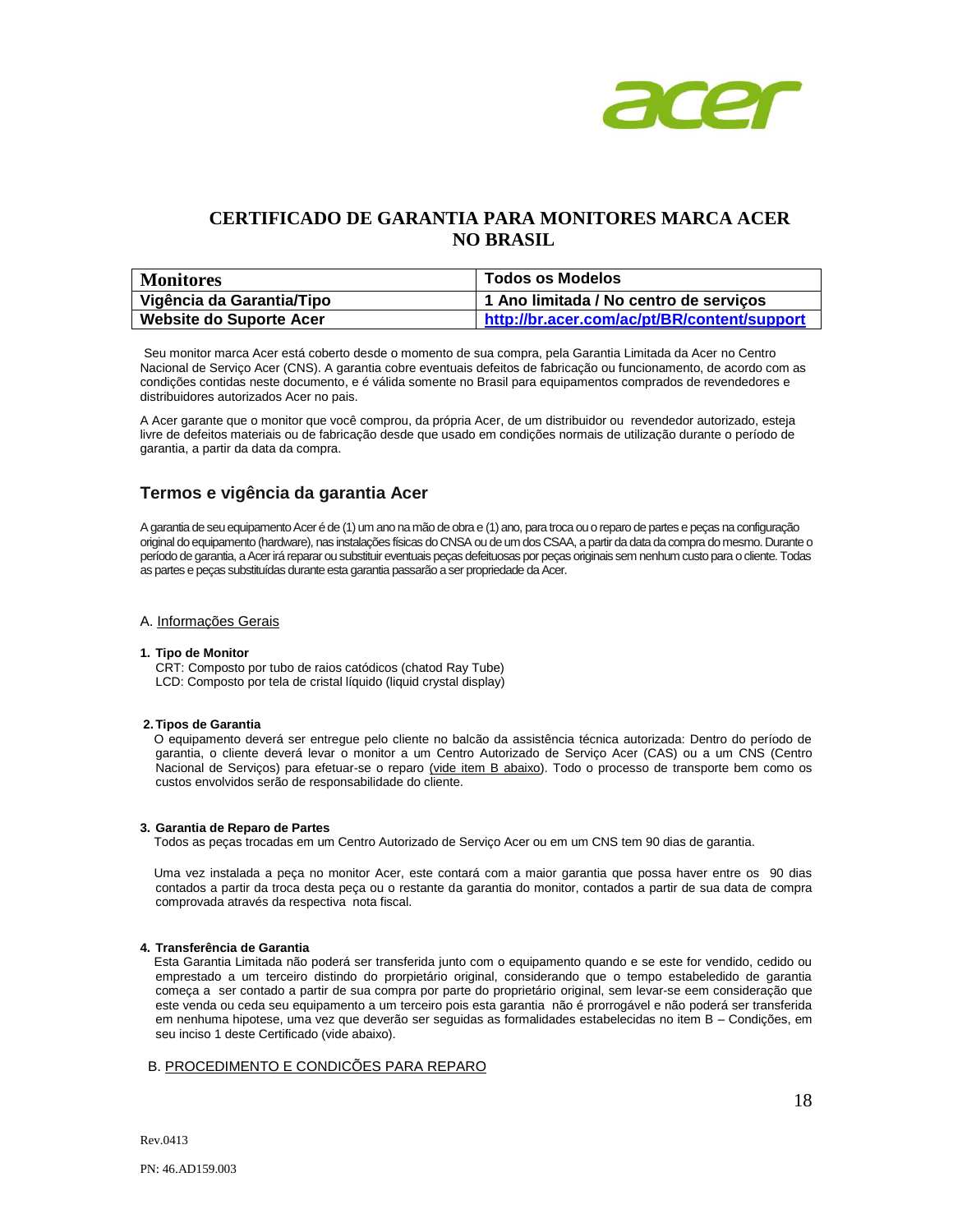# CERTIFICADO DE GARANTIA PARA MONITORES MARCA ACER NO BRASIL

| Monitores | Todos os Modelos |
|---|---|
| Vigência da Garantia/Tipo | 1 Ano limitada / No centro de serviços |
| Website do Suporte Acer | http://br.acer.com/ac/pt/BR/content/support |

Seu monitor marca Acer está coberto desde o momento de sua compra, pela Garantia Limitada da Acer no Centro Nacional de Serviço Acer (CNS). A garantia cobre eventuais defeitos de fabricação ou funcionamento, de acordo com as condições contidas neste documento, e é válida somente no Brasil para equipamentos comprados de revendedores e distribuidores autorizados Acer no pais.

A Acer garante que o monitor que você comprou, da própria Acer, de um distribuidor ou revendedor autorizado, esteja livre de defeitos materiais ou de fabricação desde que usado em condições normais de utilização durante o período de garantia, a partir da data da compra.

## Termos e vigência da garantia Acer

A garantia de seu equipamento Acer é de (1) um ano na mão de obra e (1) ano, para troca ou o reparo de partes e peças na configuração original do equipamento (hardware), nas instalações físicas do CNSA ou de um dos CSAA, a partir da data da compra do mesmo. Durante o período de garantia, a Acer irá reparar ou substituir eventuais peças defeituosas por peças originais sem nenhum custo para o cliente. Todas as partes e peças substituídas durante esta garantia passarão a ser propriedade da Acer.

A. Informações Gerais

**1. Tipo de Monitor**

CRT: Composto por tubo de raios catódicos (chatod Ray Tube)
LCD: Composto por tela de cristal líquido (liquid crystal display)

**2. Tipos de Garantia**

O equipamento deverá ser entregue pelo cliente no balcão da assistência técnica autorizada: Dentro do período de garantia, o cliente deverá levar o monitor a um Centro Autorizado de Serviço Acer (CAS) ou a um CNS (Centro Nacional de Serviços) para efetuar-se o reparo (vide item B abaixo). Todo o processo de transporte bem como os custos envolvidos serão de responsabilidade do cliente.

**3. Garantia de Reparo de Partes**

Todos as peças trocadas em um Centro Autorizado de Serviço Acer ou em um CNS tem 90 dias de garantia.

Uma vez instalada a peça no monitor Acer, este contará com a maior garantia que possa haver entre os 90 dias contados a partir da troca desta peça ou o restante da garantia do monitor, contados a partir de sua data de compra comprovada através da respectiva nota fiscal.

**4. Transferência de Garantia**

Esta Garantia Limitada não poderá ser transferida junto com o equipamento quando e se este for vendido, cedido ou emprestado a um terceiro distindo do prorpietário original, considerando que o tempo estabeledido de garantia começa a ser contado a partir de sua compra por parte do proprietário original, sem levar-se eem consideração que este venda ou ceda seu equipamento a um terceiro pois esta garantia não é prorrogável e não poderá ser transferida em nenhuma hipotese, uma vez que deverão ser seguidas as formalidades estabelecidas no item B – Condições, em seu inciso 1 deste Certificado (vide abaixo).

B. PROCEDIMENTO E CONDICÕES PARA REPARO

Rev.0413

PN: 46.AD159.003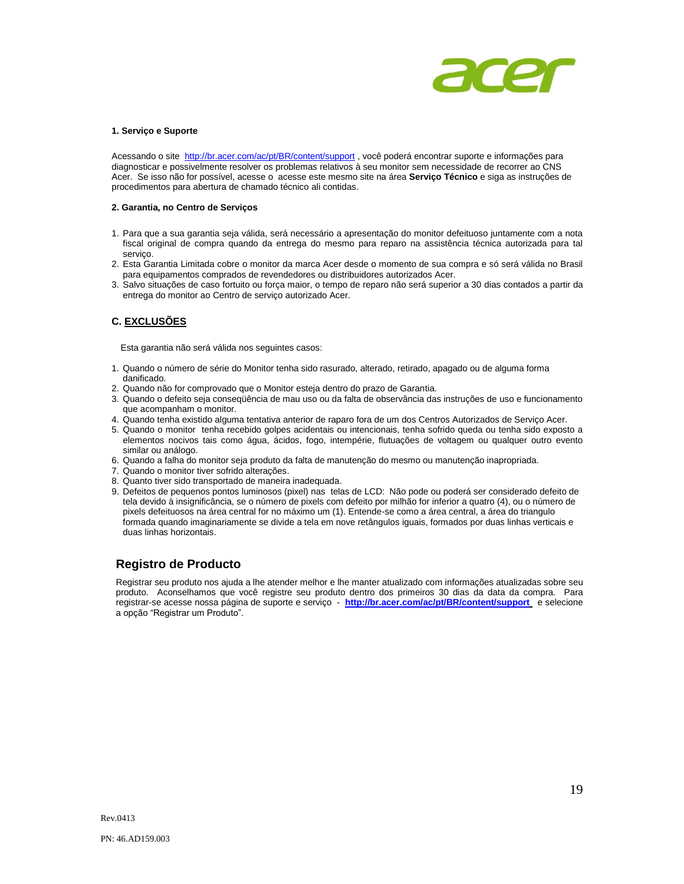**1. Serviço e Suporte**

Acessando o site http://br.acer.com/ac/pt/BR/content/support , você poderá encontrar suporte e informações para diagnosticar e possivelmente resolver os problemas relativos à seu monitor sem necessidade de recorrer ao CNS Acer. Se isso não for possível, acesse o acesse este mesmo site na área **Serviço Técnico** e siga as instruções de procedimentos para abertura de chamado técnico ali contidas.

**2. Garantia, no Centro de Serviços**

1. Para que a sua garantia seja válida, será necessário a apresentação do monitor defeituoso juntamente com a nota fiscal original de compra quando da entrega do mesmo para reparo na assistência técnica autorizada para tal serviço.
2. Esta Garantia Limitada cobre o monitor da marca Acer desde o momento de sua compra e só será válida no Brasil para equipamentos comprados de revendedores ou distribuidores autorizados Acer.
3. Salvo situações de caso fortuito ou força maior, o tempo de reparo não será superior a 30 dias contados a partir da entrega do monitor ao Centro de serviço autorizado Acer.

**C. EXCLUSÕES**

Esta garantia não será válida nos seguintes casos:

1. Quando o número de série do Monitor tenha sido rasurado, alterado, retirado, apagado ou de alguma forma danificado.
2. Quando não for comprovado que o Monitor esteja dentro do prazo de Garantia.
3. Quando o defeito seja conseqüência de mau uso ou da falta de observância das instruções de uso e funcionamento que acompanham o monitor.
4. Quando tenha existido alguma tentativa anterior de raparo fora de um dos Centros Autorizados de Serviço Acer.
5. Quando o monitor tenha recebido golpes acidentais ou intencionais, tenha sofrido queda ou tenha sido exposto a elementos nocivos tais como água, ácidos, fogo, intempérie, flutuações de voltagem ou qualquer outro evento similar ou análogo.
6. Quando a falha do monitor seja produto da falta de manutenção do mesmo ou manutenção inapropriada.
7. Quando o monitor tiver sofrido alterações.
8. Quanto tiver sido transportado de maneira inadequada.
9. Defeitos de pequenos pontos luminosos (pixel) nas telas de LCD: Não pode ou poderá ser considerado defeito de tela devido à insignificância, se o número de pixels com defeito por milhão for inferior a quatro (4), ou o número de pixels defeituosos na área central for no máximo um (1). Entende-se como a área central, a área do triangulo formada quando imaginariamente se divide a tela em nove retângulos iguais, formados por duas linhas verticais e duas linhas horizontais.

## Registro de Producto

Registrar seu produto nos ajuda a lhe atender melhor e lhe manter atualizado com informações atualizadas sobre seu produto. Aconselhamos que você registre seu produto dentro dos primeiros 30 dias da data da compra. Para registrar-se acesse nossa página de suporte e serviço - **http://br.acer.com/ac/pt/BR/content/support** e selecione a opção "Registrar um Produto".

Rev.0413

PN: 46.AD159.003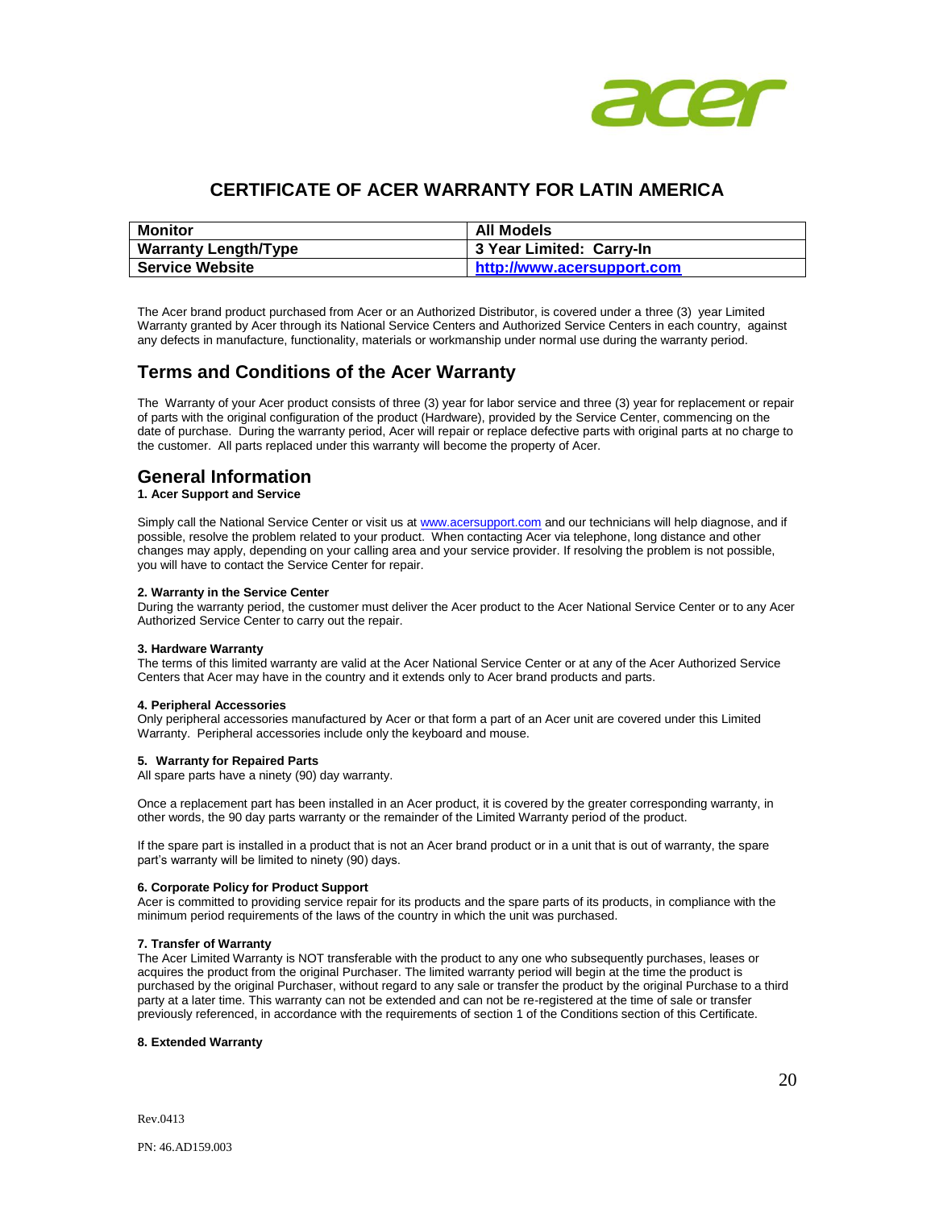# CERTIFICATE OF ACER WARRANTY FOR LATIN AMERICA

| Monitor | All Models |
|---|---|
| Warranty Length/Type | 3 Year Limited: Carry-In |
| Service Website | http://www.acersupport.com |

The Acer brand product purchased from Acer or an Authorized Distributor, is covered under a three (3) year Limited Warranty granted by Acer through its National Service Centers and Authorized Service Centers in each country, against any defects in manufacture, functionality, materials or workmanship under normal use during the warranty period.

## Terms and Conditions of the Acer Warranty

The Warranty of your Acer product consists of three (3) year for labor service and three (3) year for replacement or repair of parts with the original configuration of the product (Hardware), provided by the Service Center, commencing on the date of purchase. During the warranty period, Acer will repair or replace defective parts with original parts at no charge to the customer. All parts replaced under this warranty will become the property of Acer.

## General Information

**1. Acer Support and Service**

Simply call the National Service Center or visit us at www.acersupport.com and our technicians will help diagnose, and if possible, resolve the problem related to your product. When contacting Acer via telephone, long distance and other changes may apply, depending on your calling area and your service provider. If resolving the problem is not possible, you will have to contact the Service Center for repair.

**2. Warranty in the Service Center**

During the warranty period, the customer must deliver the Acer product to the Acer National Service Center or to any Acer Authorized Service Center to carry out the repair.

**3. Hardware Warranty**

The terms of this limited warranty are valid at the Acer National Service Center or at any of the Acer Authorized Service Centers that Acer may have in the country and it extends only to Acer brand products and parts.

**4. Peripheral Accessories**

Only peripheral accessories manufactured by Acer or that form a part of an Acer unit are covered under this Limited Warranty. Peripheral accessories include only the keyboard and mouse.

**5. Warranty for Repaired Parts**

All spare parts have a ninety (90) day warranty.

Once a replacement part has been installed in an Acer product, it is covered by the greater corresponding warranty, in other words, the 90 day parts warranty or the remainder of the Limited Warranty period of the product.

If the spare part is installed in a product that is not an Acer brand product or in a unit that is out of warranty, the spare part's warranty will be limited to ninety (90) days.

**6. Corporate Policy for Product Support**

Acer is committed to providing service repair for its products and the spare parts of its products, in compliance with the minimum period requirements of the laws of the country in which the unit was purchased.

**7. Transfer of Warranty**

The Acer Limited Warranty is NOT transferable with the product to any one who subsequently purchases, leases or acquires the product from the original Purchaser. The limited warranty period will begin at the time the product is purchased by the original Purchaser, without regard to any sale or transfer the product by the original Purchase to a third party at a later time. This warranty can not be extended and can not be re-registered at the time of sale or transfer previously referenced, in accordance with the requirements of section 1 of the Conditions section of this Certificate.

**8. Extended Warranty**

Rev.0413

PN: 46.AD159.003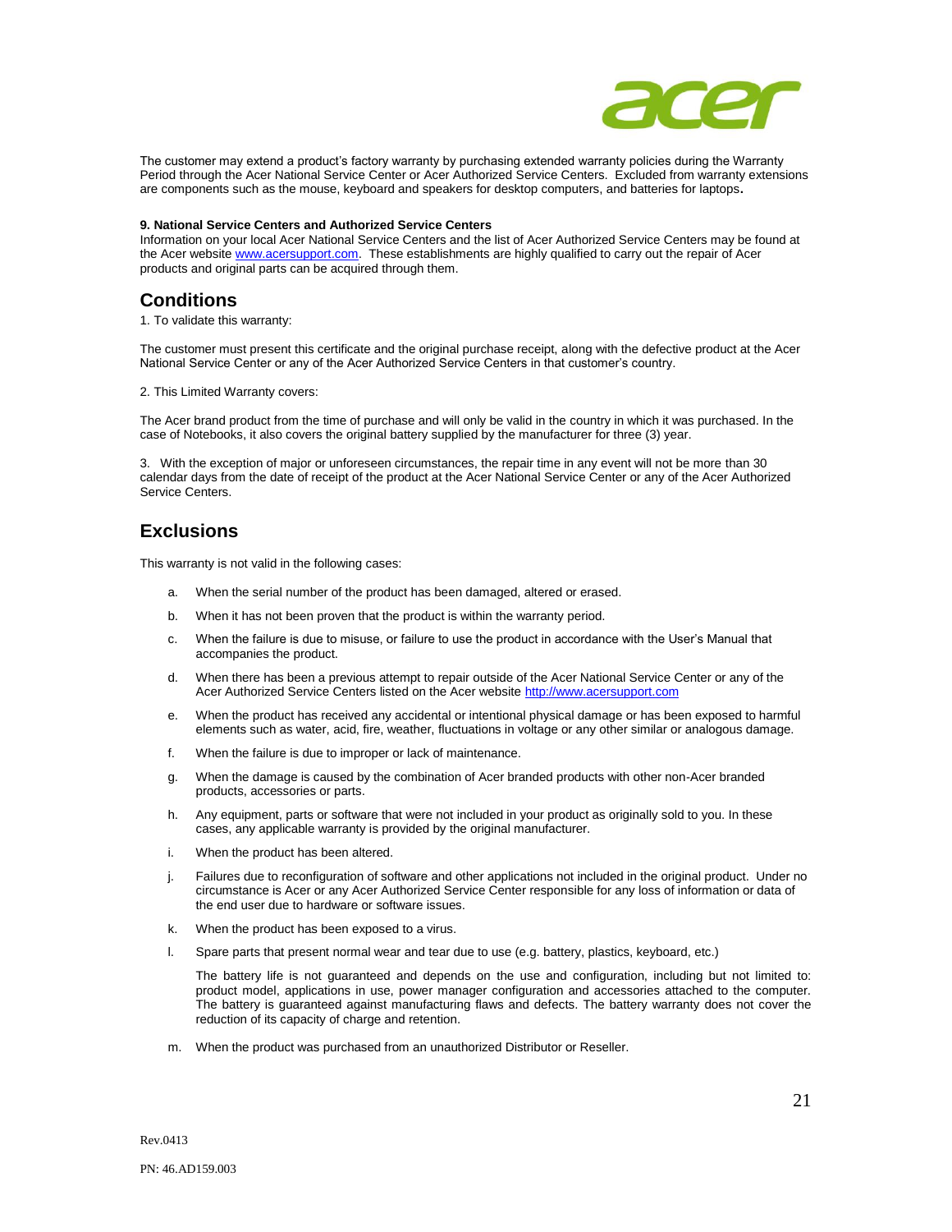The customer may extend a product's factory warranty by purchasing extended warranty policies during the Warranty Period through the Acer National Service Center or Acer Authorized Service Centers. Excluded from warranty extensions are components such as the mouse, keyboard and speakers for desktop computers, and batteries for laptops**.**

**9. National Service Centers and Authorized Service Centers**

Information on your local Acer National Service Centers and the list of Acer Authorized Service Centers may be found at the Acer website [www.acersupport.com](http://www.acersupport.com). These establishments are highly qualified to carry out the repair of Acer products and original parts can be acquired through them.

## Conditions

1. To validate this warranty:

The customer must present this certificate and the original purchase receipt, along with the defective product at the Acer National Service Center or any of the Acer Authorized Service Centers in that customer's country.

2. This Limited Warranty covers:

The Acer brand product from the time of purchase and will only be valid in the country in which it was purchased. In the case of Notebooks, it also covers the original battery supplied by the manufacturer for three (3) year.

3. With the exception of major or unforeseen circumstances, the repair time in any event will not be more than 30 calendar days from the date of receipt of the product at the Acer National Service Center or any of the Acer Authorized Service Centers.

## Exclusions

This warranty is not valid in the following cases:

a. When the serial number of the product has been damaged, altered or erased.

b. When it has not been proven that the product is within the warranty period.

c. When the failure is due to misuse, or failure to use the product in accordance with the User's Manual that accompanies the product.

d. When there has been a previous attempt to repair outside of the Acer National Service Center or any of the Acer Authorized Service Centers listed on the Acer website [http://www.acersupport.com](http://www.acersupport.com)

e. When the product has received any accidental or intentional physical damage or has been exposed to harmful elements such as water, acid, fire, weather, fluctuations in voltage or any other similar or analogous damage.

f. When the failure is due to improper or lack of maintenance.

g. When the damage is caused by the combination of Acer branded products with other non-Acer branded products, accessories or parts.

h. Any equipment, parts or software that were not included in your product as originally sold to you. In these cases, any applicable warranty is provided by the original manufacturer.

i. When the product has been altered.

j. Failures due to reconfiguration of software and other applications not included in the original product. Under no circumstance is Acer or any Acer Authorized Service Center responsible for any loss of information or data of the end user due to hardware or software issues.

k. When the product has been exposed to a virus.

l. Spare parts that present normal wear and tear due to use (e.g. battery, plastics, keyboard, etc.)

   The battery life is not guaranteed and depends on the use and configuration, including but not limited to: product model, applications in use, power manager configuration and accessories attached to the computer. The battery is guaranteed against manufacturing flaws and defects. The battery warranty does not cover the reduction of its capacity of charge and retention.

m. When the product was purchased from an unauthorized Distributor or Reseller.

Rev.0413

PN: 46.AD159.003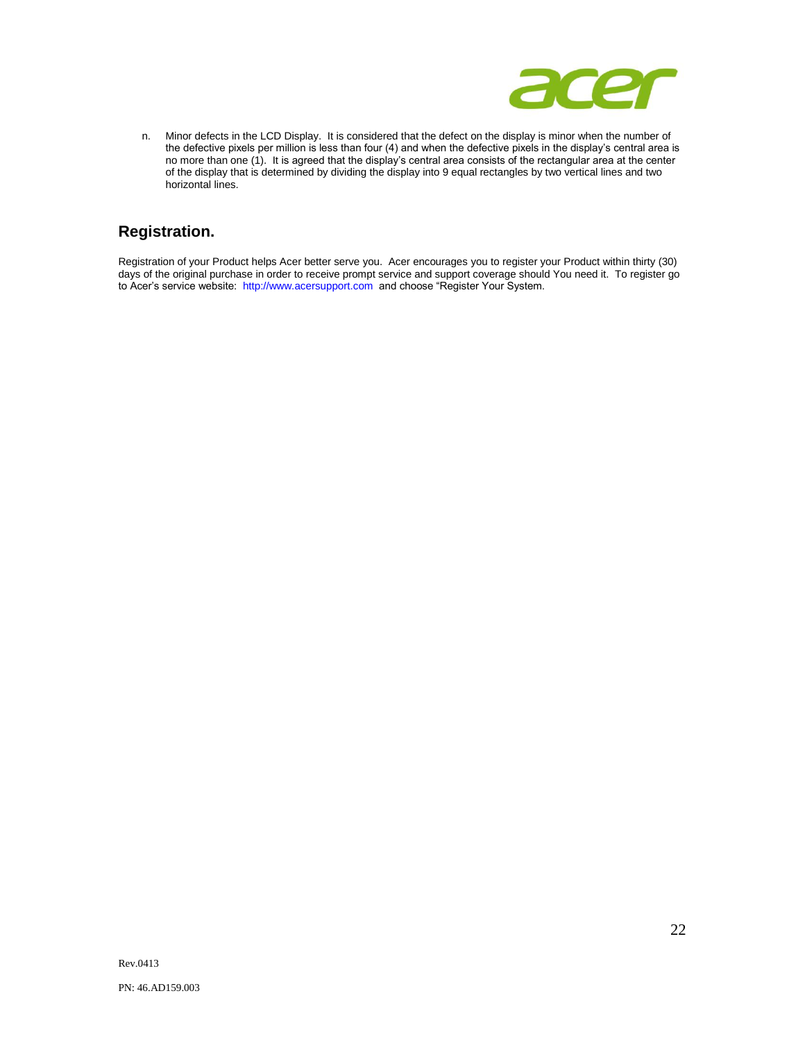n. Minor defects in the LCD Display. It is considered that the defect on the display is minor when the number of the defective pixels per million is less than four (4) and when the defective pixels in the display's central area is no more than one (1). It is agreed that the display's central area consists of the rectangular area at the center of the display that is determined by dividing the display into 9 equal rectangles by two vertical lines and two horizontal lines.

## Registration.

Registration of your Product helps Acer better serve you. Acer encourages you to register your Product within thirty (30) days of the original purchase in order to receive prompt service and support coverage should You need it. To register go to Acer's service website: http://www.acersupport.com and choose "Register Your System.

Rev.0413

PN: 46.AD159.003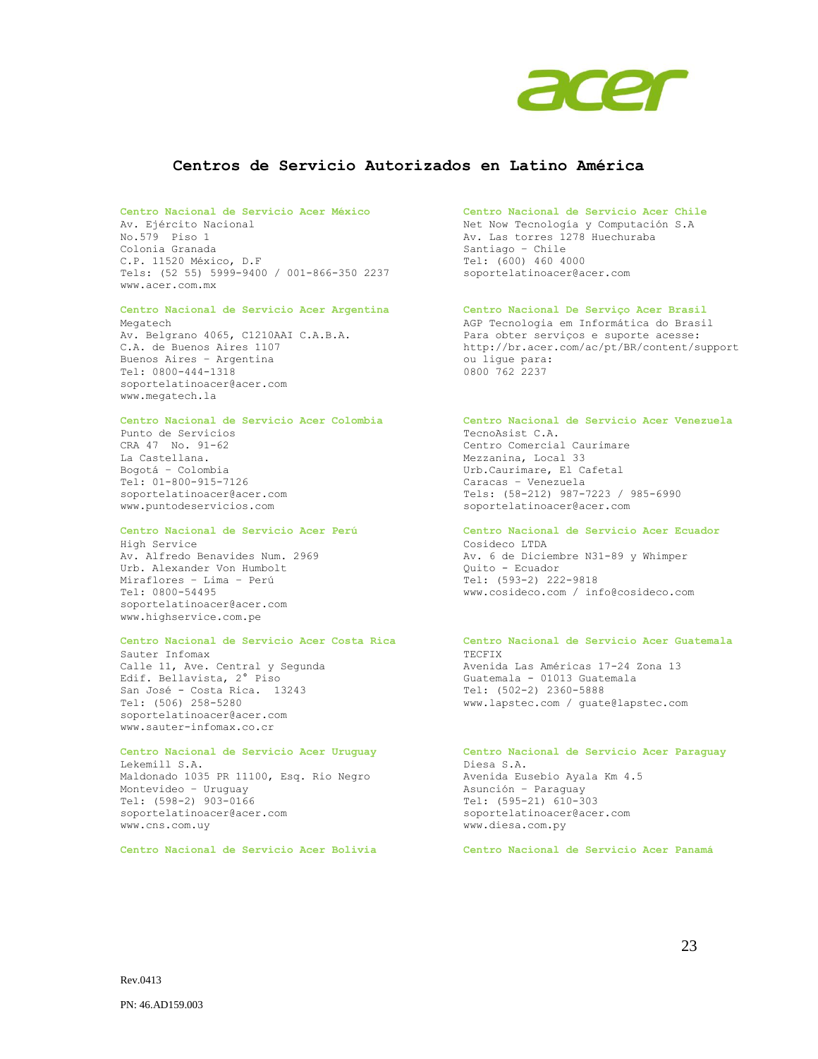## Centros de Servicio Autorizados en Latino América

**Centro Nacional de Servicio Acer México**
Av. Ejército Nacional
No.579 Piso 1
Colonia Granada
C.P. 11520 México, D.F
Tels: (52 55) 5999-9400 / 001-866-350 2237
www.acer.com.mx

**Centro Nacional de Servicio Acer Argentina**
Megatech
Av. Belgrano 4065, C1210AAI C.A.B.A.
C.A. de Buenos Aires 1107
Buenos Aires – Argentina
Tel: 0800-444-1318
soportelatinoacer@acer.com
www.megatech.la

**Centro Nacional de Servicio Acer Colombia**
Punto de Servicios
CRA 47 No. 91-62
La Castellana.
Bogotá – Colombia
Tel: 01-800-915-7126
soportelatinoacer@acer.com
www.puntodeservicios.com

**Centro Nacional de Servicio Acer Perú**
High Service
Av. Alfredo Benavides Num. 2969
Urb. Alexander Von Humbolt
Miraflores – Lima – Perú
Tel: 0800-54495
soportelatinoacer@acer.com
www.highservice.com.pe

**Centro Nacional de Servicio Acer Costa Rica**
Sauter Infomax
Calle 11, Ave. Central y Segunda
Edif. Bellavista, 2° Piso
San José - Costa Rica. 13243
Tel: (506) 258-5280
soportelatinoacer@acer.com
www.sauter-infomax.co.cr

**Centro Nacional de Servicio Acer Uruguay**
Lekemill S.A.
Maldonado 1035 PR 11100, Esq. Rio Negro
Montevideo – Uruguay
Tel: (598-2) 903-0166
soportelatinoacer@acer.com
www.cns.com.uy

**Centro Nacional de Servicio Acer Bolivia**

**Centro Nacional de Servicio Acer Chile**
Net Now Tecnología y Computación S.A
Av. Las torres 1278 Huechuraba
Santiago – Chile
Tel: (600) 460 4000
soportelatinoacer@acer.com

**Centro Nacional De Serviço Acer Brasil**
AGP Tecnologia em Informática do Brasil
Para obter serviços e suporte acesse:
http://br.acer.com/ac/pt/BR/content/support
ou ligue para:
0800 762 2237

**Centro Nacional de Servicio Acer Venezuela**
TecnoAsist C.A.
Centro Comercial Caurimare
Mezzanina, Local 33
Urb.Caurimare, El Cafetal
Caracas – Venezuela
Tels: (58-212) 987-7223 / 985-6990
soportelatinoacer@acer.com

**Centro Nacional de Servicio Acer Ecuador**
Cosideco LTDA
Av. 6 de Diciembre N31-89 y Whimper
Quito - Ecuador
Tel: (593-2) 222-9818
www.cosideco.com / info@cosideco.com

**Centro Nacional de Servicio Acer Guatemala**
TECFIX
Avenida Las Américas 17-24 Zona 13
Guatemala - 01013 Guatemala
Tel: (502-2) 2360-5888
www.lapstec.com / guate@lapstec.com

**Centro Nacional de Servicio Acer Paraguay**
Diesa S.A.
Avenida Eusebio Ayala Km 4.5
Asunción – Paraguay
Tel: (595-21) 610-303
soportelatinoacer@acer.com
www.diesa.com.py

**Centro Nacional de Servicio Acer Panamá**

Rev.0413

PN: 46.AD159.003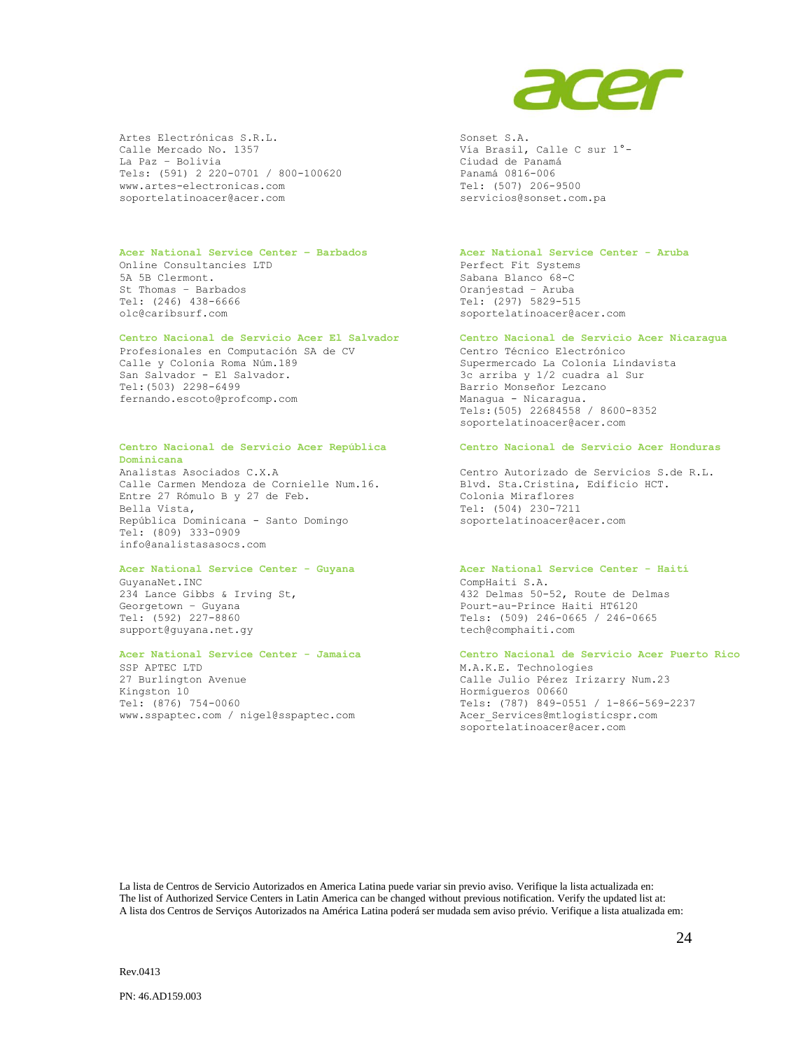Artes Electrónicas S.R.L.
Calle Mercado No. 1357
La Paz - Bolivia
Tels: (591) 2 220-0701 / 800-100620
www.artes-electronicas.com
soportelatinoacer@acer.com

Sonset S.A.
Vía Brasil, Calle C sur 1°-
Ciudad de Panamá
Panamá 0816-006
Tel: (507) 206-9500
servicios@sonset.com.pa

**Acer National Service Center - Barbados**
Online Consultancies LTD
5A 5B Clermont.
St Thomas - Barbados
Tel: (246) 438-6666
olc@caribsurf.com

**Acer National Service Center - Aruba**
Perfect Fit Systems
Sabana Blanco 68-C
Oranjestad - Aruba
Tel: (297) 5829-515
soportelatinoacer@acer.com

**Centro Nacional de Servicio Acer El Salvador**
Profesionales en Computación SA de CV
Calle y Colonia Roma Núm.189
San Salvador - El Salvador.
Tel:(503) 2298-6499
fernando.escoto@profcomp.com

**Centro Nacional de Servicio Acer Nicaragua**
Centro Técnico Electrónico
Supermercado La Colonia Lindavista
3c arriba y 1/2 cuadra al Sur
Barrio Monseñor Lezcano
Managua - Nicaragua.
Tels:(505) 22684558 / 8600-8352
soportelatinoacer@acer.com

**Centro Nacional de Servicio Acer República Dominicana**
Analistas Asociados C.X.A
Calle Carmen Mendoza de Cornielle Num.16.
Entre 27 Rómulo B y 27 de Feb.
Bella Vista,
República Dominicana - Santo Domingo
Tel: (809) 333-0909
info@analistasasocs.com

**Centro Nacional de Servicio Acer Honduras**
Centro Autorizado de Servicios S.de R.L.
Blvd. Sta.Cristina, Edificio HCT.
Colonia Miraflores
Tel: (504) 230-7211
soportelatinoacer@acer.com

**Acer National Service Center - Guyana**
GuyanaNet.INC
234 Lance Gibbs & Irving St,
Georgetown - Guyana
Tel: (592) 227-8860
support@guyana.net.gy

**Acer National Service Center - Haití**
CompHaiti S.A.
432 Delmas 50-52, Route de Delmas
Pourt-au-Prince Haiti HT6120
Tels: (509) 246-0665 / 246-0665
tech@comphaiti.com

**Acer National Service Center - Jamaica**
SSP APTEC LTD
27 Burlington Avenue
Kingston 10
Tel: (876) 754-0060
www.sspaptec.com / nigel@sspaptec.com

**Centro Nacional de Servicio Acer Puerto Rico**
M.A.K.E. Technologies
Calle Julio Pérez Irizarry Num.23
Hormigueros 00660
Tels: (787) 849-0551 / 1-866-569-2237
Acer_Services@mtlogisticspr.com
soportelatinoacer@acer.com

La lista de Centros de Servicio Autorizados en America Latina puede variar sin previo aviso. Verifique la lista actualizada en:
The list of Authorized Service Centers in Latin America can be changed without previous notification. Verify the updated list at:
A lista dos Centros de Serviços Autorizados na América Latina poderá ser mudada sem aviso prévio. Verifique a lista atualizada em:

Rev.0413

PN: 46.AD159.003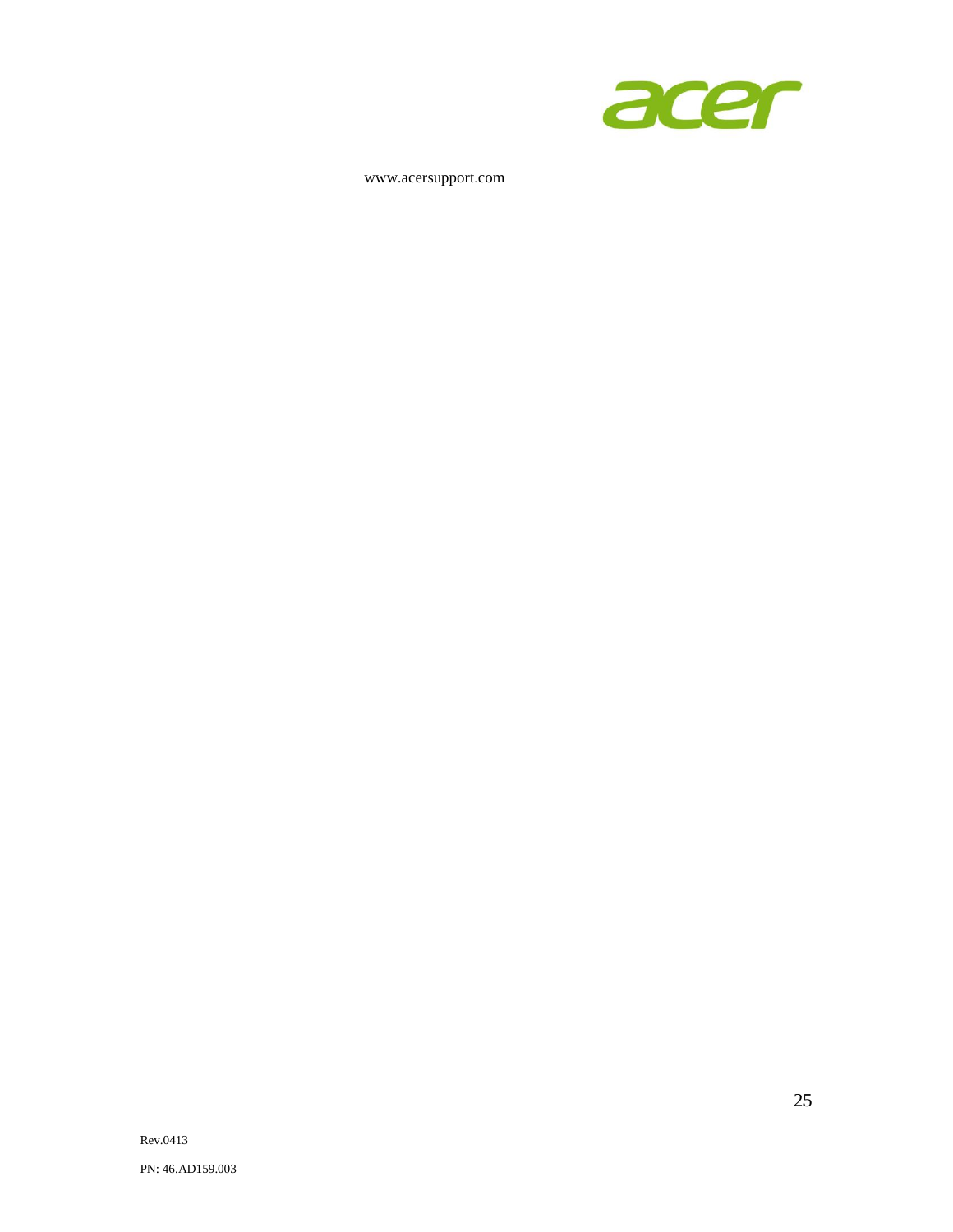acer

www.acersupport.com

Rev.0413

PN: 46.AD159.003